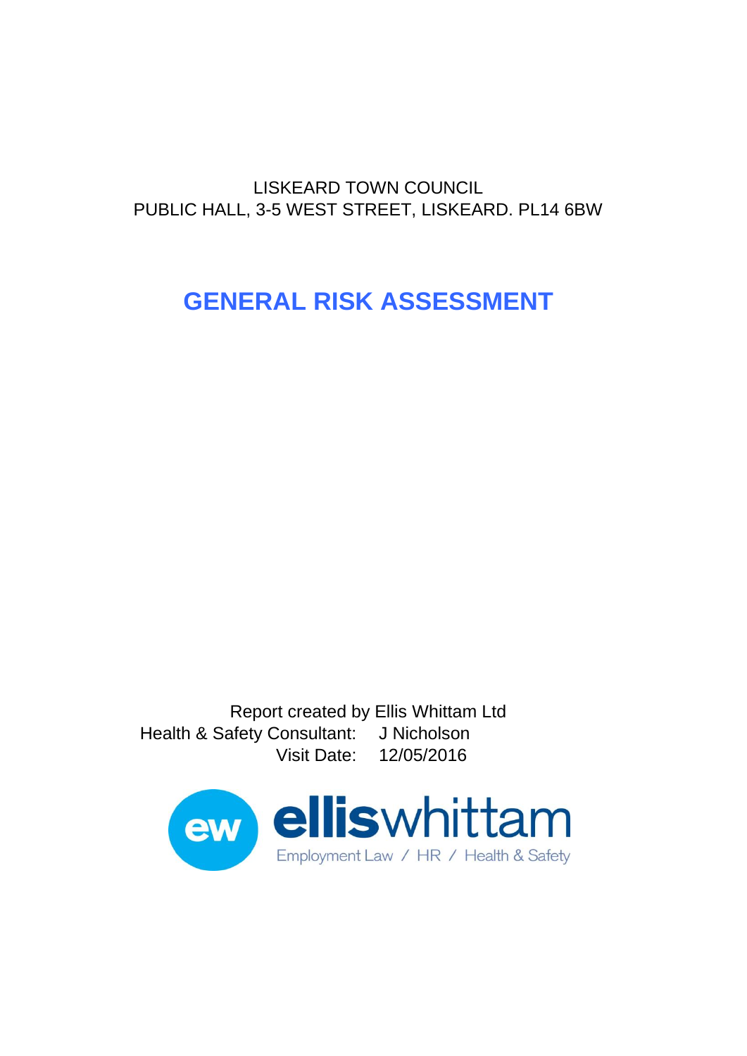LISKEARD TOWN COUNCIL
PUBLIC HALL, 3-5 WEST STREET, LISKEARD. PL14 6BW

# GENERAL RISK ASSESSMENT

Report created by Ellis Whittam Ltd
Health & Safety Consultant: J Nicholson
Visit Date: 12/05/2016

ellis whittam
Employment Law / HR / Health & Safety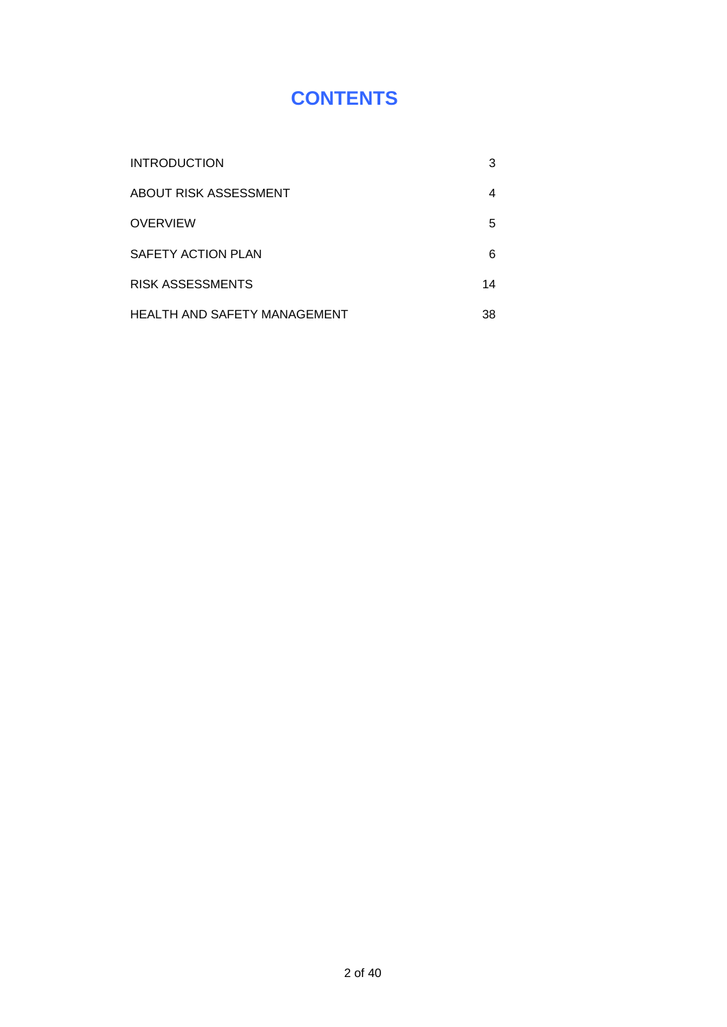# CONTENTS

| | |
|---|---|
| INTRODUCTION | 3 |
| ABOUT RISK ASSESSMENT | 4 |
| OVERVIEW | 5 |
| SAFETY ACTION PLAN | 6 |
| RISK ASSESSMENTS | 14 |
| HEALTH AND SAFETY MANAGEMENT | 38 |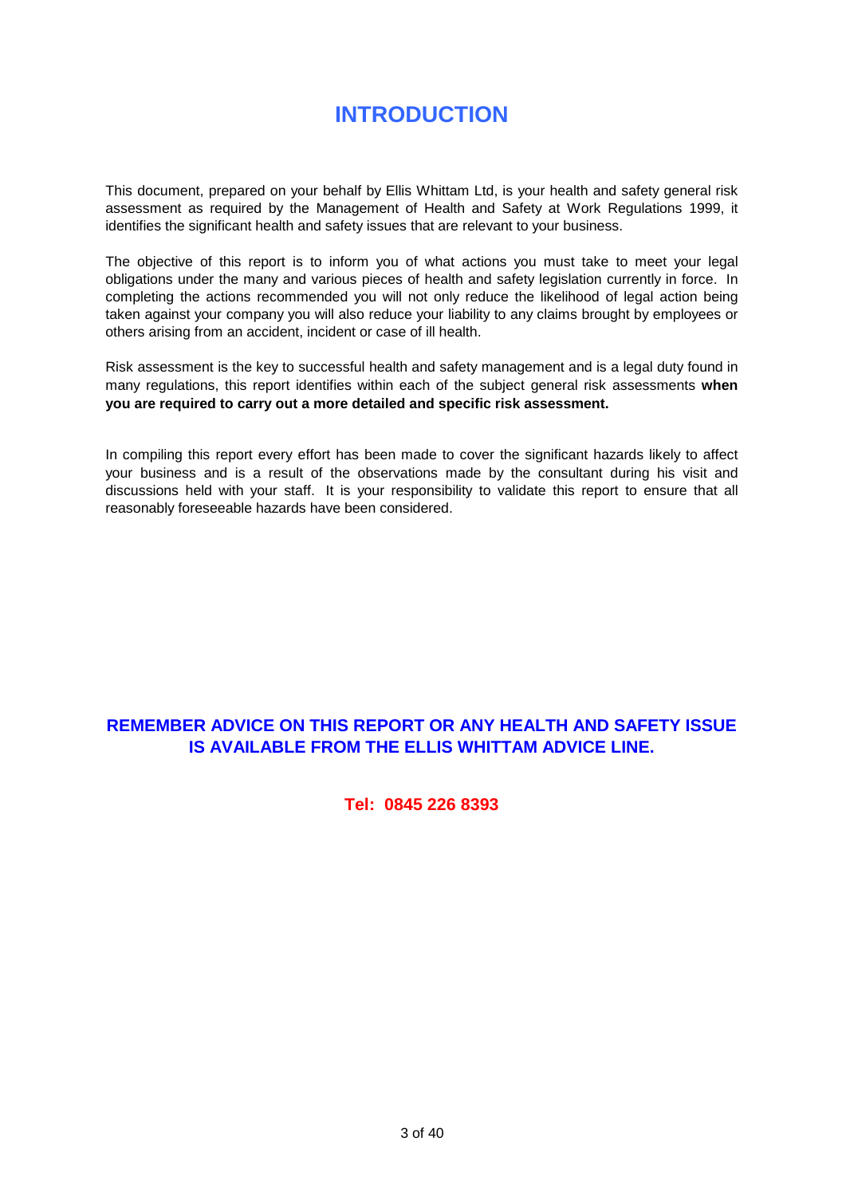# INTRODUCTION

This document, prepared on your behalf by Ellis Whittam Ltd, is your health and safety general risk assessment as required by the Management of Health and Safety at Work Regulations 1999, it identifies the significant health and safety issues that are relevant to your business.

The objective of this report is to inform you of what actions you must take to meet your legal obligations under the many and various pieces of health and safety legislation currently in force. In completing the actions recommended you will not only reduce the likelihood of legal action being taken against your company you will also reduce your liability to any claims brought by employees or others arising from an accident, incident or case of ill health.

Risk assessment is the key to successful health and safety management and is a legal duty found in many regulations, this report identifies within each of the subject general risk assessments **when you are required to carry out a more detailed and specific risk assessment.**

In compiling this report every effort has been made to cover the significant hazards likely to affect your business and is a result of the observations made by the consultant during his visit and discussions held with your staff. It is your responsibility to validate this report to ensure that all reasonably foreseeable hazards have been considered.

**REMEMBER ADVICE ON THIS REPORT OR ANY HEALTH AND SAFETY ISSUE IS AVAILABLE FROM THE ELLIS WHITTAM ADVICE LINE.**

**Tel: 0845 226 8393**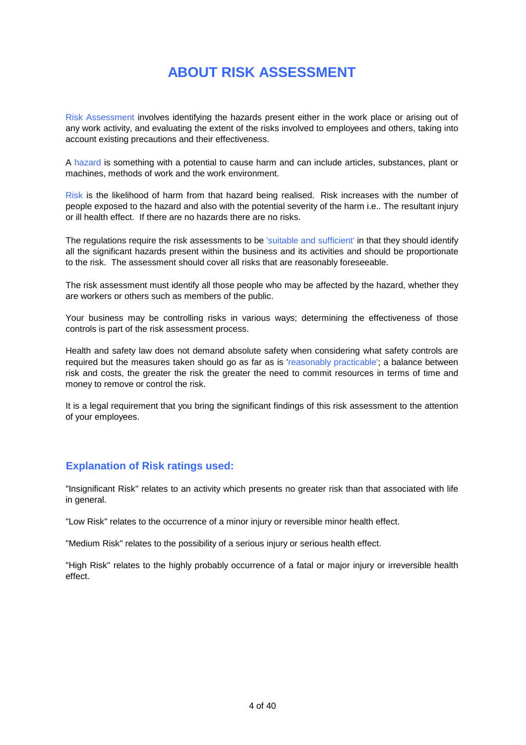# ABOUT RISK ASSESSMENT

Risk Assessment involves identifying the hazards present either in the work place or arising out of any work activity, and evaluating the extent of the risks involved to employees and others, taking into account existing precautions and their effectiveness.

A hazard is something with a potential to cause harm and can include articles, substances, plant or machines, methods of work and the work environment.

Risk is the likelihood of harm from that hazard being realised. Risk increases with the number of people exposed to the hazard and also with the potential severity of the harm i.e.. The resultant injury or ill health effect. If there are no hazards there are no risks.

The regulations require the risk assessments to be 'suitable and sufficient' in that they should identify all the significant hazards present within the business and its activities and should be proportionate to the risk. The assessment should cover all risks that are reasonably foreseeable.

The risk assessment must identify all those people who may be affected by the hazard, whether they are workers or others such as members of the public.

Your business may be controlling risks in various ways; determining the effectiveness of those controls is part of the risk assessment process.

Health and safety law does not demand absolute safety when considering what safety controls are required but the measures taken should go as far as is 'reasonably practicable'; a balance between risk and costs, the greater the risk the greater the need to commit resources in terms of time and money to remove or control the risk.

It is a legal requirement that you bring the significant findings of this risk assessment to the attention of your employees.

## Explanation of Risk ratings used:

"Insignificant Risk" relates to an activity which presents no greater risk than that associated with life in general.

"Low Risk" relates to the occurrence of a minor injury or reversible minor health effect.

"Medium Risk" relates to the possibility of a serious injury or serious health effect.

"High Risk" relates to the highly probably occurrence of a fatal or major injury or irreversible health effect.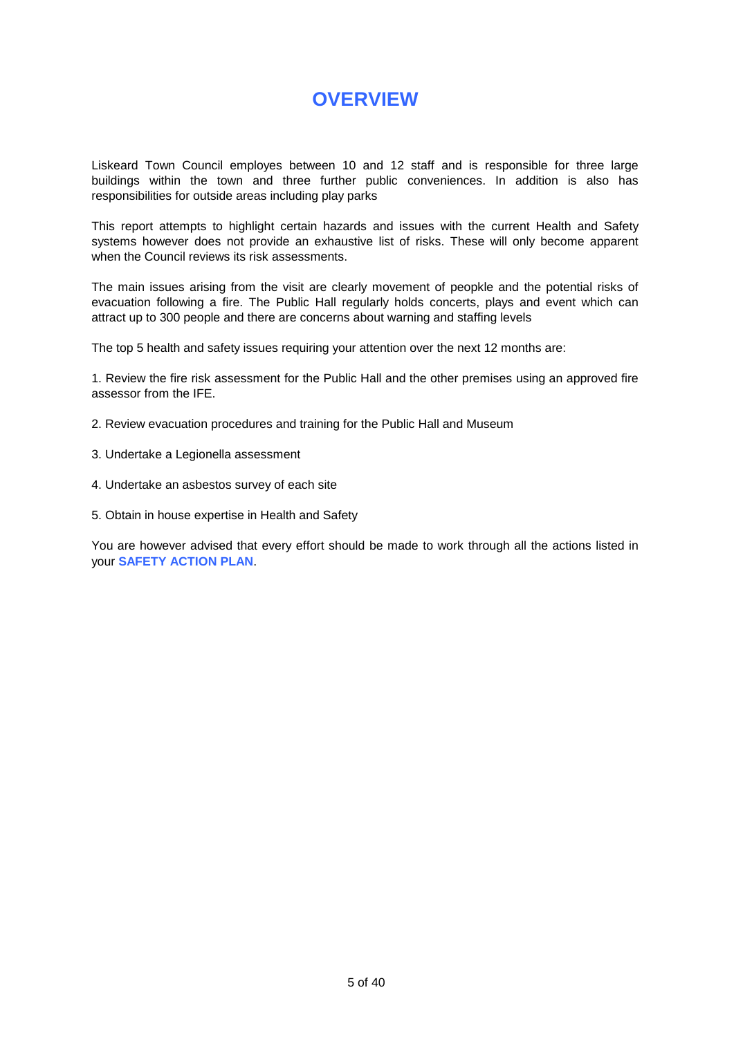# OVERVIEW

Liskeard Town Council employs between 10 and 12 staff and is responsible for three large buildings within the town and three further public conveniences. In addition is also has responsibilities for outside areas including play parks

This report attempts to highlight certain hazards and issues with the current Health and Safety systems however does not provide an exhaustive list of risks. These will only become apparent when the Council reviews its risk assessments.

The main issues arising from the visit are clearly movement of peopkle and the potential risks of evacuation following a fire. The Public Hall regularly holds concerts, plays and event which can attract up to 300 people and there are concerns about warning and staffing levels

The top 5 health and safety issues requiring your attention over the next 12 months are:

1. Review the fire risk assessment for the Public Hall and the other premises using an approved fire assessor from the IFE.

2. Review evacuation procedures and training for the Public Hall and Museum

3. Undertake a Legionella assessment

4. Undertake an asbestos survey of each site

5. Obtain in house expertise in Health and Safety

You are however advised that every effort should be made to work through all the actions listed in your **SAFETY ACTION PLAN**.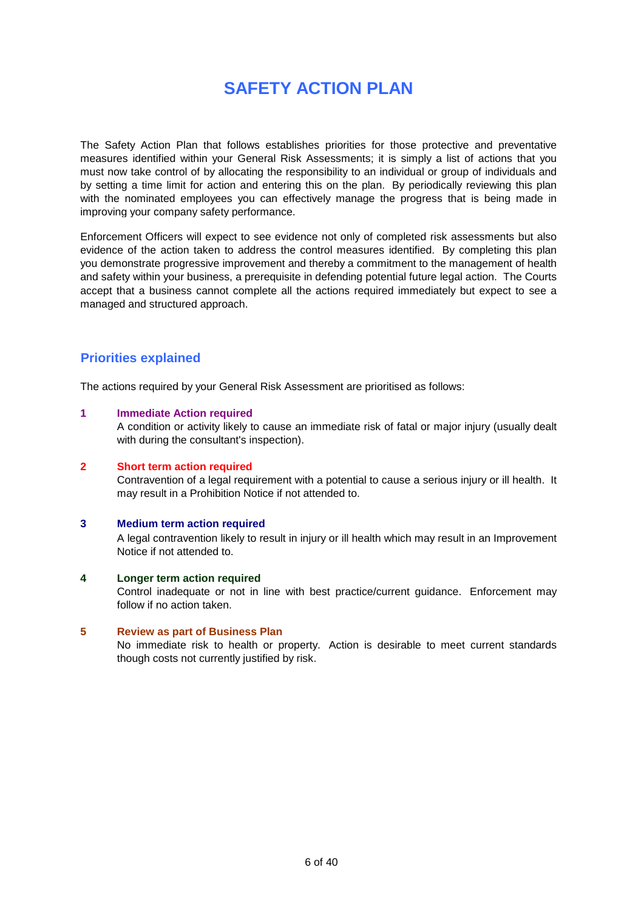# SAFETY ACTION PLAN

The Safety Action Plan that follows establishes priorities for those protective and preventative measures identified within your General Risk Assessments; it is simply a list of actions that you must now take control of by allocating the responsibility to an individual or group of individuals and by setting a time limit for action and entering this on the plan. By periodically reviewing this plan with the nominated employees you can effectively manage the progress that is being made in improving your company safety performance.

Enforcement Officers will expect to see evidence not only of completed risk assessments but also evidence of the action taken to address the control measures identified. By completing this plan you demonstrate progressive improvement and thereby a commitment to the management of health and safety within your business, a prerequisite in defending potential future legal action. The Courts accept that a business cannot complete all the actions required immediately but expect to see a managed and structured approach.

## Priorities explained

The actions required by your General Risk Assessment are prioritised as follows:

**1 Immediate Action required**
A condition or activity likely to cause an immediate risk of fatal or major injury (usually dealt with during the consultant's inspection).

**2 Short term action required**
Contravention of a legal requirement with a potential to cause a serious injury or ill health. It may result in a Prohibition Notice if not attended to.

**3 Medium term action required**
A legal contravention likely to result in injury or ill health which may result in an Improvement Notice if not attended to.

**4 Longer term action required**
Control inadequate or not in line with best practice/current guidance. Enforcement may follow if no action taken.

**5 Review as part of Business Plan**
No immediate risk to health or property. Action is desirable to meet current standards though costs not currently justified by risk.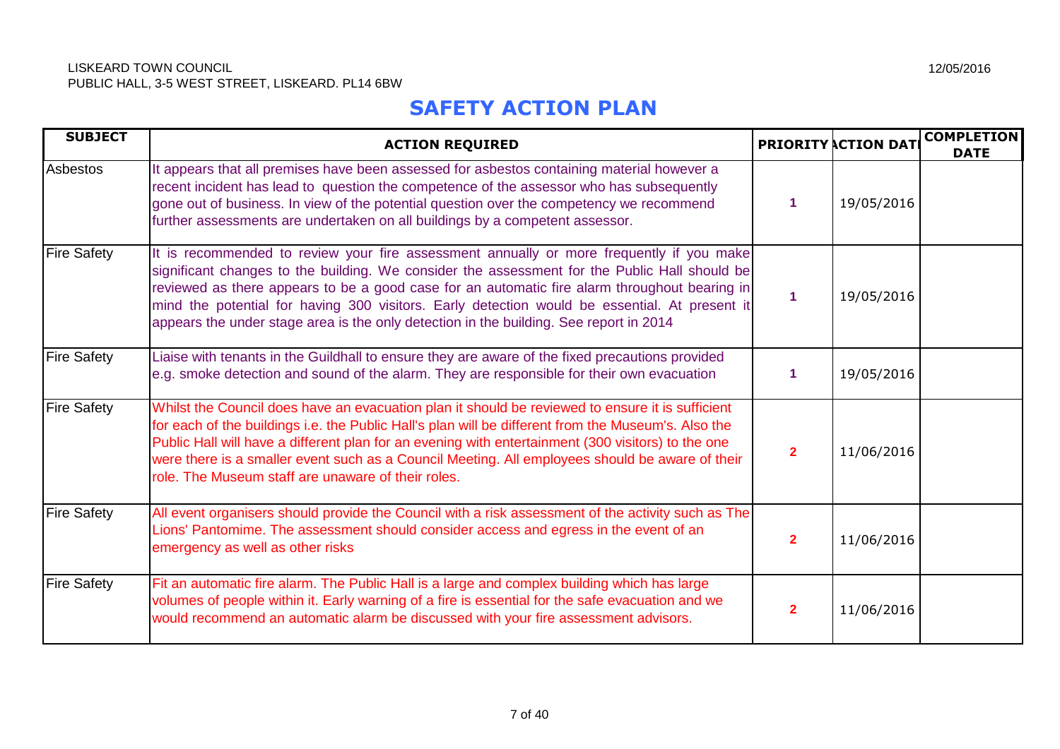LISKEARD TOWN COUNCIL
PUBLIC HALL, 3-5 WEST STREET, LISKEARD. PL14 6BW

12/05/2016

# SAFETY ACTION PLAN

| SUBJECT | ACTION REQUIRED | PRIORITY | ACTION DATE | COMPLETION DATE |
|---|---|---|---|---|
| Asbestos | It appears that all premises have been assessed for asbestos containing material however a recent incident has lead to question the competence of the assessor who has subsequently gone out of business. In view of the potential question over the competency we recommend further assessments are undertaken on all buildings by a competent assessor. | 1 | 19/05/2016 | |
| Fire Safety | It is recommended to review your fire assessment annually or more frequently if you make significant changes to the building. We consider the assessment for the Public Hall should be reviewed as there appears to be a good case for an automatic fire alarm throughout bearing in mind the potential for having 300 visitors. Early detection would be essential. At present it appears the under stage area is the only detection in the building. See report in 2014 | 1 | 19/05/2016 | |
| Fire Safety | Liaise with tenants in the Guildhall to ensure they are aware of the fixed precautions provided e.g. smoke detection and sound of the alarm. They are responsible for their own evacuation | 1 | 19/05/2016 | |
| Fire Safety | Whilst the Council does have an evacuation plan it should be reviewed to ensure it is sufficient for each of the buildings i.e. the Public Hall's plan will be different from the Museum's. Also the Public Hall will have a different plan for an evening with entertainment (300 visitors) to the one were there is a smaller event such as a Council Meeting. All employees should be aware of their role. The Museum staff are unaware of their roles. | 2 | 11/06/2016 | |
| Fire Safety | All event organisers should provide the Council with a risk assessment of the activity such as The Lions' Pantomime. The assessment should consider access and egress in the event of an emergency as well as other risks | 2 | 11/06/2016 | |
| Fire Safety | Fit an automatic fire alarm. The Public Hall is a large and complex building which has large volumes of people within it. Early warning of a fire is essential for the safe evacuation and we would recommend an automatic alarm be discussed with your fire assessment advisors. | 2 | 11/06/2016 | |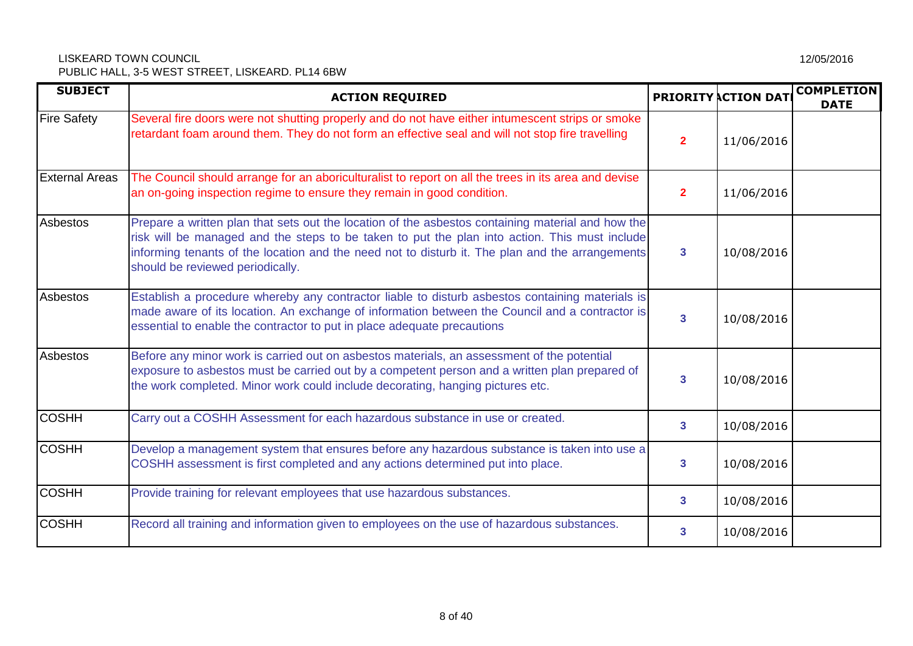LISKEARD TOWN COUNCIL
PUBLIC HALL, 3-5 WEST STREET, LISKEARD. PL14 6BW

12/05/2016

| SUBJECT | ACTION REQUIRED | PRIORITY | ACTION DATE | COMPLETION DATE |
|---|---|---|---|---|
| Fire Safety | Several fire doors were not shutting properly and do not have either intumescent strips or smoke retardant foam around them. They do not form an effective seal and will not stop fire travelling | 2 | 11/06/2016 | |
| External Areas | The Council should arrange for an aboriculturalist to report on all the trees in its area and devise an on-going inspection regime to ensure they remain in good condition. | 2 | 11/06/2016 | |
| Asbestos | Prepare a written plan that sets out the location of the asbestos containing material and how the risk will be managed and the steps to be taken to put the plan into action. This must include informing tenants of the location and the need not to disturb it. The plan and the arrangements should be reviewed periodically. | 3 | 10/08/2016 | |
| Asbestos | Establish a procedure whereby any contractor liable to disturb asbestos containing materials is made aware of its location. An exchange of information between the Council and a contractor is essential to enable the contractor to put in place adequate precautions | 3 | 10/08/2016 | |
| Asbestos | Before any minor work is carried out on asbestos materials, an assessment of the potential exposure to asbestos must be carried out by a competent person and a written plan prepared of the work completed. Minor work could include decorating, hanging pictures etc. | 3 | 10/08/2016 | |
| COSHH | Carry out a COSHH Assessment for each hazardous substance in use or created. | 3 | 10/08/2016 | |
| COSHH | Develop a management system that ensures before any hazardous substance is taken into use a COSHH assessment is first completed and any actions determined put into place. | 3 | 10/08/2016 | |
| COSHH | Provide training for relevant employees that use hazardous substances. | 3 | 10/08/2016 | |
| COSHH | Record all training and information given to employees on the use of hazardous substances. | 3 | 10/08/2016 | |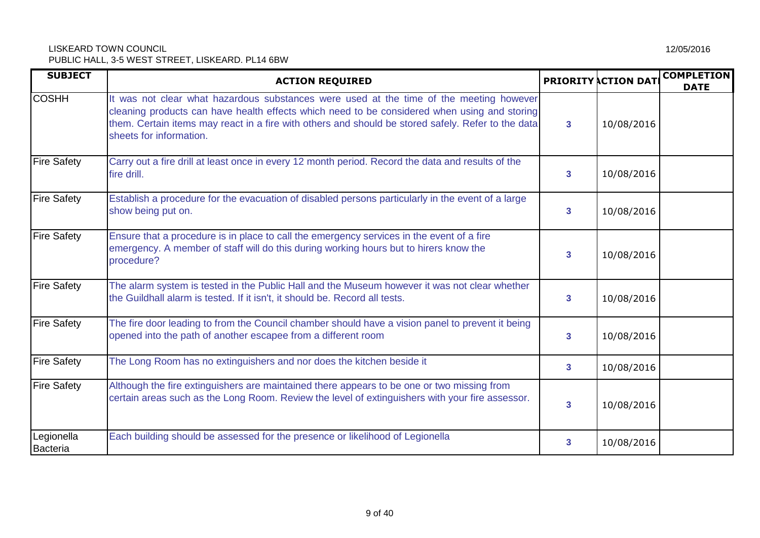LISKEARD TOWN COUNCIL
PUBLIC HALL, 3-5 WEST STREET, LISKEARD. PL14 6BW

12/05/2016

| SUBJECT | ACTION REQUIRED | PRIORITY | ACTION DATE | COMPLETION DATE |
|---|---|---|---|---|
| COSHH | It was not clear what hazardous substances were used at the time of the meeting however cleaning products can have health effects which need to be considered when using and storing them. Certain items may react in a fire with others and should be stored safely. Refer to the data sheets for information. | 3 | 10/08/2016 | |
| Fire Safety | Carry out a fire drill at least once in every 12 month period. Record the data and results of the fire drill. | 3 | 10/08/2016 | |
| Fire Safety | Establish a procedure for the evacuation of disabled persons particularly in the event of a large show being put on. | 3 | 10/08/2016 | |
| Fire Safety | Ensure that a procedure is in place to call the emergency services in the event of a fire emergency. A member of staff will do this during working hours but to hirers know the procedure? | 3 | 10/08/2016 | |
| Fire Safety | The alarm system is tested in the Public Hall and the Museum however it was not clear whether the Guildhall alarm is tested. If it isn't, it should be. Record all tests. | 3 | 10/08/2016 | |
| Fire Safety | The fire door leading to from the Council chamber should have a vision panel to prevent it being opened into the path of another escapee from a different room | 3 | 10/08/2016 | |
| Fire Safety | The Long Room has no extinguishers and nor does the kitchen beside it | 3 | 10/08/2016 | |
| Fire Safety | Although the fire extinguishers are maintained there appears to be one or two missing from certain areas such as the Long Room. Review the level of extinguishers with your fire assessor. | 3 | 10/08/2016 | |
| Legionella Bacteria | Each building should be assessed for the presence or likelihood of Legionella | 3 | 10/08/2016 | |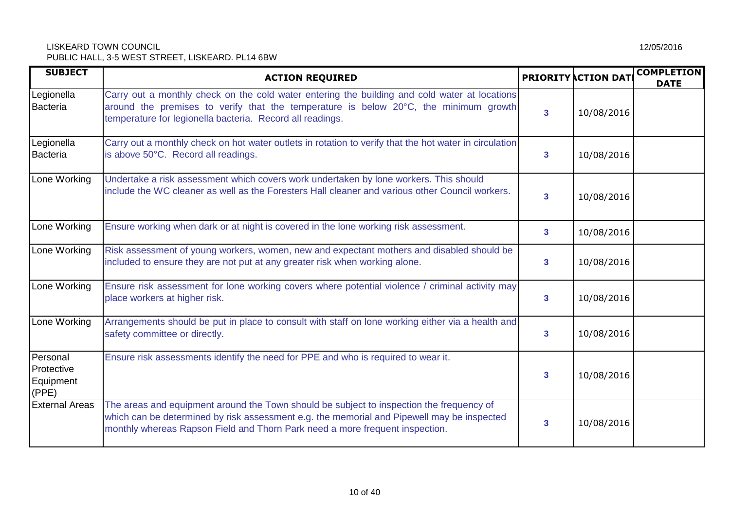LISKEARD TOWN COUNCIL
PUBLIC HALL, 3-5 WEST STREET, LISKEARD. PL14 6BW

12/05/2016

| SUBJECT | ACTION REQUIRED | PRIORITY | ACTION DATE | COMPLETION DATE |
|---|---|---|---|---|
| Legionella Bacteria | Carry out a monthly check on the cold water entering the building and cold water at locations around the premises to verify that the temperature is below 20°C, the minimum growth temperature for legionella bacteria. Record all readings. | 3 | 10/08/2016 | |
| Legionella Bacteria | Carry out a monthly check on hot water outlets in rotation to verify that the hot water in circulation is above 50°C. Record all readings. | 3 | 10/08/2016 | |
| Lone Working | Undertake a risk assessment which covers work undertaken by lone workers. This should include the WC cleaner as well as the Foresters Hall cleaner and various other Council workers. | 3 | 10/08/2016 | |
| Lone Working | Ensure working when dark or at night is covered in the lone working risk assessment. | 3 | 10/08/2016 | |
| Lone Working | Risk assessment of young workers, women, new and expectant mothers and disabled should be included to ensure they are not put at any greater risk when working alone. | 3 | 10/08/2016 | |
| Lone Working | Ensure risk assessment for lone working covers where potential violence / criminal activity may place workers at higher risk. | 3 | 10/08/2016 | |
| Lone Working | Arrangements should be put in place to consult with staff on lone working either via a health and safety committee or directly. | 3 | 10/08/2016 | |
| Personal Protective Equipment (PPE) | Ensure risk assessments identify the need for PPE and who is required to wear it. | 3 | 10/08/2016 | |
| External Areas | The areas and equipment around the Town should be subject to inspection the frequency of which can be determined by risk assessment e.g. the memorial and Pipewell may be inspected monthly whereas Rapson Field and Thorn Park need a more frequent inspection. | 3 | 10/08/2016 | |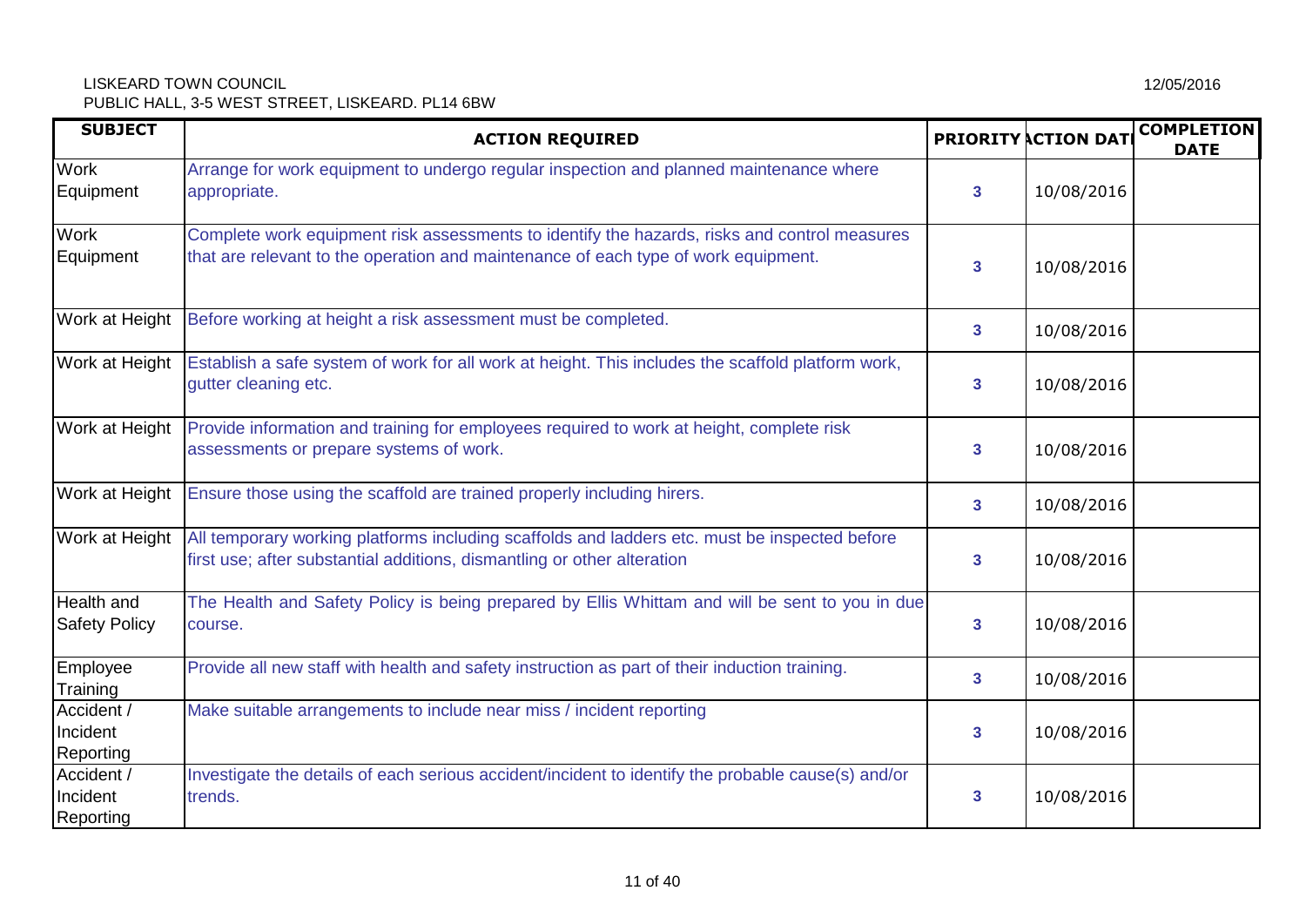LISKEARD TOWN COUNCIL
PUBLIC HALL, 3-5 WEST STREET, LISKEARD. PL14 6BW

12/05/2016

| SUBJECT | ACTION REQUIRED | PRIORITY | ACTION DATE | COMPLETION DATE |
|---|---|---|---|---|
| Work Equipment | Arrange for work equipment to undergo regular inspection and planned maintenance where appropriate. | 3 | 10/08/2016 | |
| Work Equipment | Complete work equipment risk assessments to identify the hazards, risks and control measures that are relevant to the operation and maintenance of each type of work equipment. | 3 | 10/08/2016 | |
| Work at Height | Before working at height a risk assessment must be completed. | 3 | 10/08/2016 | |
| Work at Height | Establish a safe system of work for all work at height. This includes the scaffold platform work, gutter cleaning etc. | 3 | 10/08/2016 | |
| Work at Height | Provide information and training for employees required to work at height, complete risk assessments or prepare systems of work. | 3 | 10/08/2016 | |
| Work at Height | Ensure those using the scaffold are trained properly including hirers. | 3 | 10/08/2016 | |
| Work at Height | All temporary working platforms including scaffolds and ladders etc. must be inspected before first use; after substantial additions, dismantling or other alteration | 3 | 10/08/2016 | |
| Health and Safety Policy | The Health and Safety Policy is being prepared by Ellis Whittam and will be sent to you in due course. | 3 | 10/08/2016 | |
| Employee Training | Provide all new staff with health and safety instruction as part of their induction training. | 3 | 10/08/2016 | |
| Accident / Incident Reporting | Make suitable arrangements to include near miss / incident reporting | 3 | 10/08/2016 | |
| Accident / Incident Reporting | Investigate the details of each serious accident/incident to identify the probable cause(s) and/or trends. | 3 | 10/08/2016 | |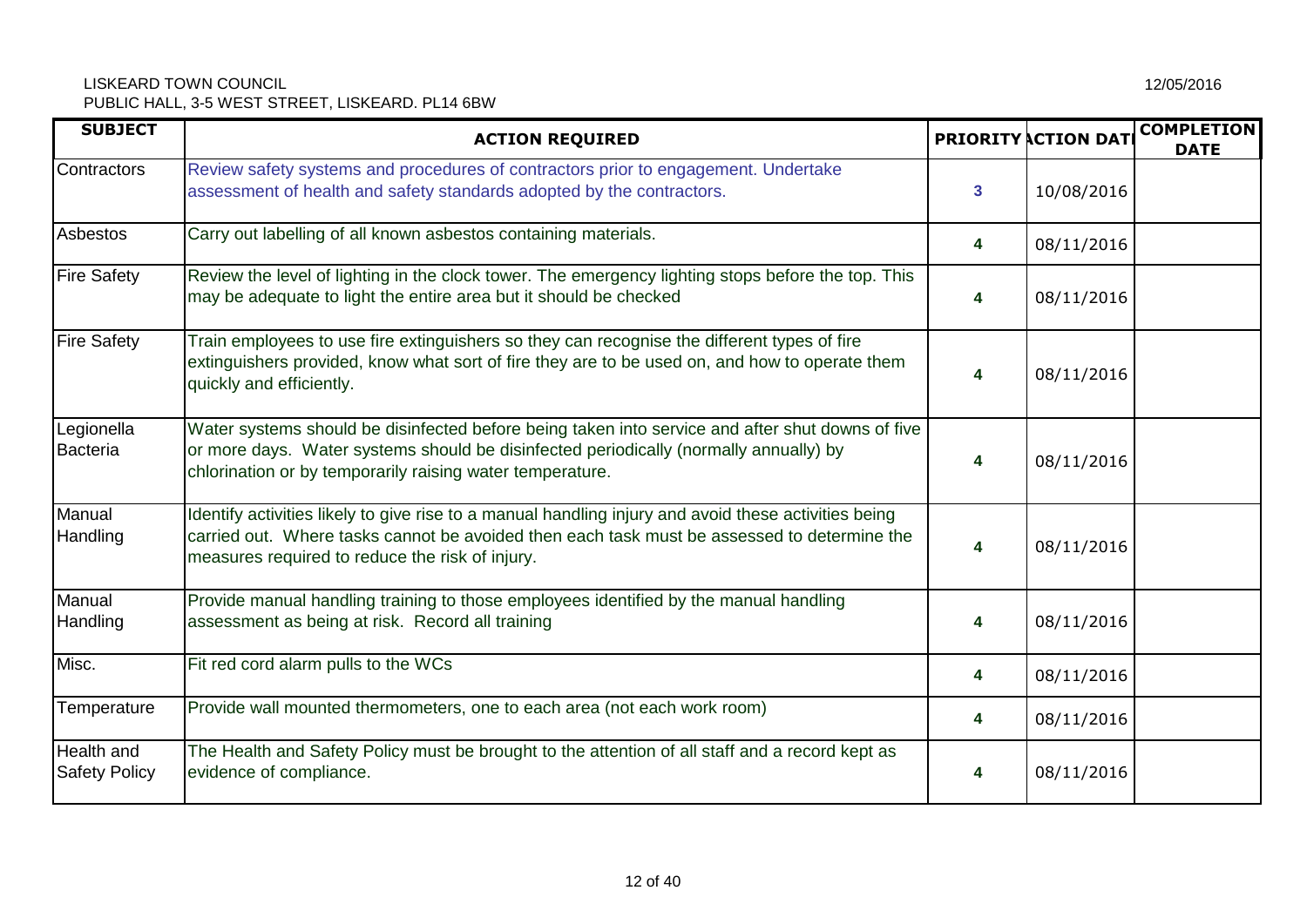LISKEARD TOWN COUNCIL
PUBLIC HALL, 3-5 WEST STREET, LISKEARD. PL14 6BW

12/05/2016

| SUBJECT | ACTION REQUIRED | PRIORITY | ACTION DATE | COMPLETION DATE |
|---|---|---|---|---|
| Contractors | Review safety systems and procedures of contractors prior to engagement. Undertake assessment of health and safety standards adopted by the contractors. | 3 | 10/08/2016 | |
| Asbestos | Carry out labelling of all known asbestos containing materials. | 4 | 08/11/2016 | |
| Fire Safety | Review the level of lighting in the clock tower. The emergency lighting stops before the top. This may be adequate to light the entire area but it should be checked | 4 | 08/11/2016 | |
| Fire Safety | Train employees to use fire extinguishers so they can recognise the different types of fire extinguishers provided, know what sort of fire they are to be used on, and how to operate them quickly and efficiently. | 4 | 08/11/2016 | |
| Legionella Bacteria | Water systems should be disinfected before being taken into service and after shut downs of five or more days. Water systems should be disinfected periodically (normally annually) by chlorination or by temporarily raising water temperature. | 4 | 08/11/2016 | |
| Manual Handling | Identify activities likely to give rise to a manual handling injury and avoid these activities being carried out. Where tasks cannot be avoided then each task must be assessed to determine the measures required to reduce the risk of injury. | 4 | 08/11/2016 | |
| Manual Handling | Provide manual handling training to those employees identified by the manual handling assessment as being at risk. Record all training | 4 | 08/11/2016 | |
| Misc. | Fit red cord alarm pulls to the WCs | 4 | 08/11/2016 | |
| Temperature | Provide wall mounted thermometers, one to each area (not each work room) | 4 | 08/11/2016 | |
| Health and Safety Policy | The Health and Safety Policy must be brought to the attention of all staff and a record kept as evidence of compliance. | 4 | 08/11/2016 | |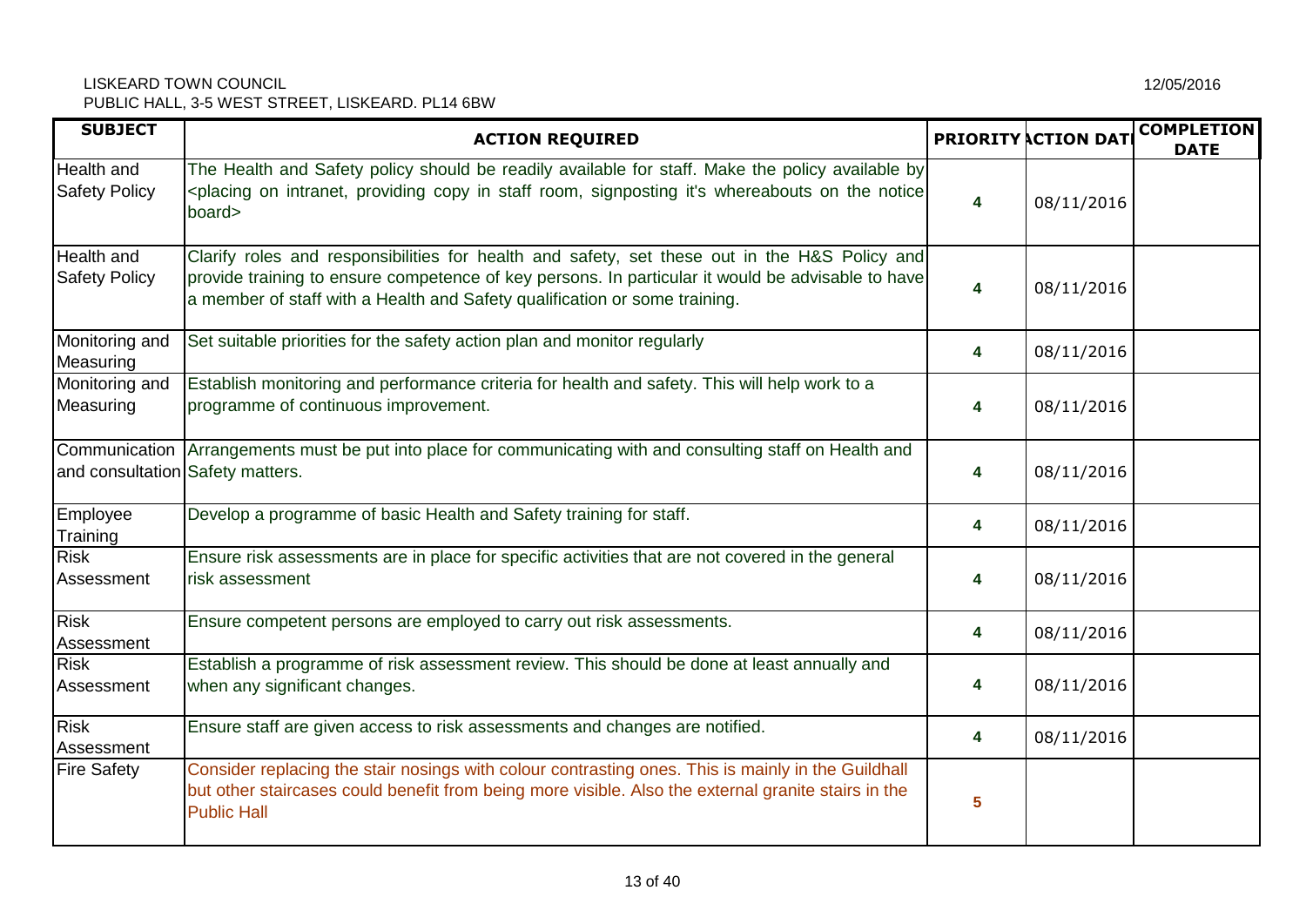LISKEARD TOWN COUNCIL
PUBLIC HALL, 3-5 WEST STREET, LISKEARD. PL14 6BW

12/05/2016

| SUBJECT | ACTION REQUIRED | PRIORITY | ACTION DATE | COMPLETION DATE |
|---|---|---|---|---|
| Health and Safety Policy | The Health and Safety policy should be readily available for staff. Make the policy available by <placing on intranet, providing copy in staff room, signposting it's whereabouts on the notice board> | 4 | 08/11/2016 | |
| Health and Safety Policy | Clarify roles and responsibilities for health and safety, set these out in the H&S Policy and provide training to ensure competence of key persons. In particular it would be advisable to have a member of staff with a Health and Safety qualification or some training. | 4 | 08/11/2016 | |
| Monitoring and Measuring | Set suitable priorities for the safety action plan and monitor regularly | 4 | 08/11/2016 | |
| Monitoring and Measuring | Establish monitoring and performance criteria for health and safety. This will help work to a programme of continuous improvement. | 4 | 08/11/2016 | |
| Communication and consultation | Arrangements must be put into place for communicating with and consulting staff on Health and Safety matters. | 4 | 08/11/2016 | |
| Employee Training | Develop a programme of basic Health and Safety training for staff. | 4 | 08/11/2016 | |
| Risk Assessment | Ensure risk assessments are in place for specific activities that are not covered in the general risk assessment | 4 | 08/11/2016 | |
| Risk Assessment | Ensure competent persons are employed to carry out risk assessments. | 4 | 08/11/2016 | |
| Risk Assessment | Establish a programme of risk assessment review. This should be done at least annually and when any significant changes. | 4 | 08/11/2016 | |
| Risk Assessment | Ensure staff are given access to risk assessments and changes are notified. | 4 | 08/11/2016 | |
| Fire Safety | Consider replacing the stair nosings with colour contrasting ones. This is mainly in the Guildhall but other staircases could benefit from being more visible. Also the external granite stairs in the Public Hall | 5 | | |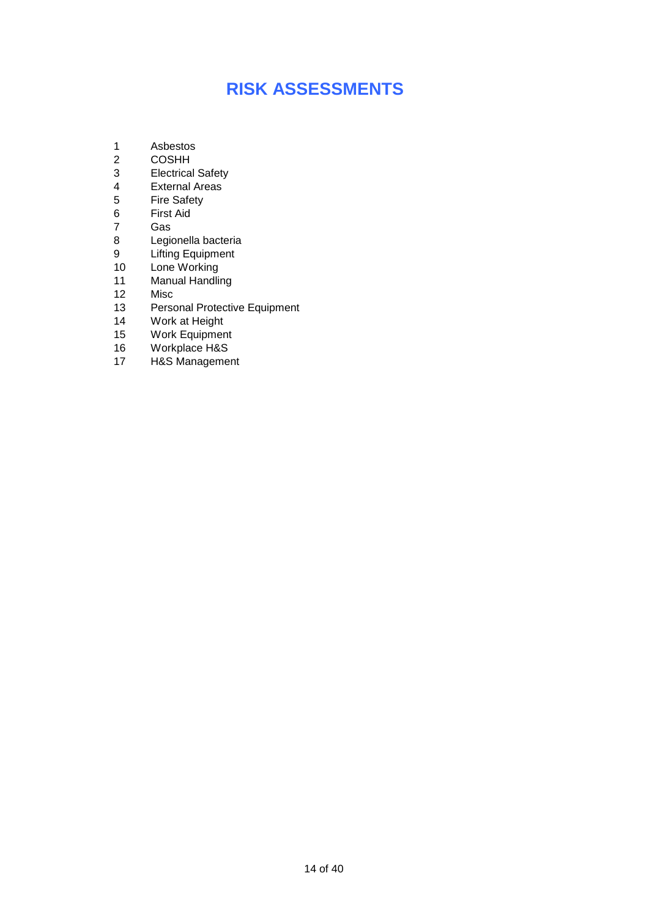# RISK ASSESSMENTS

1. Asbestos
2. COSHH
3. Electrical Safety
4. External Areas
5. Fire Safety
6. First Aid
7. Gas
8. Legionella bacteria
9. Lifting Equipment
10. Lone Working
11. Manual Handling
12. Misc
13. Personal Protective Equipment
14. Work at Height
15. Work Equipment
16. Workplace H&S
17. H&S Management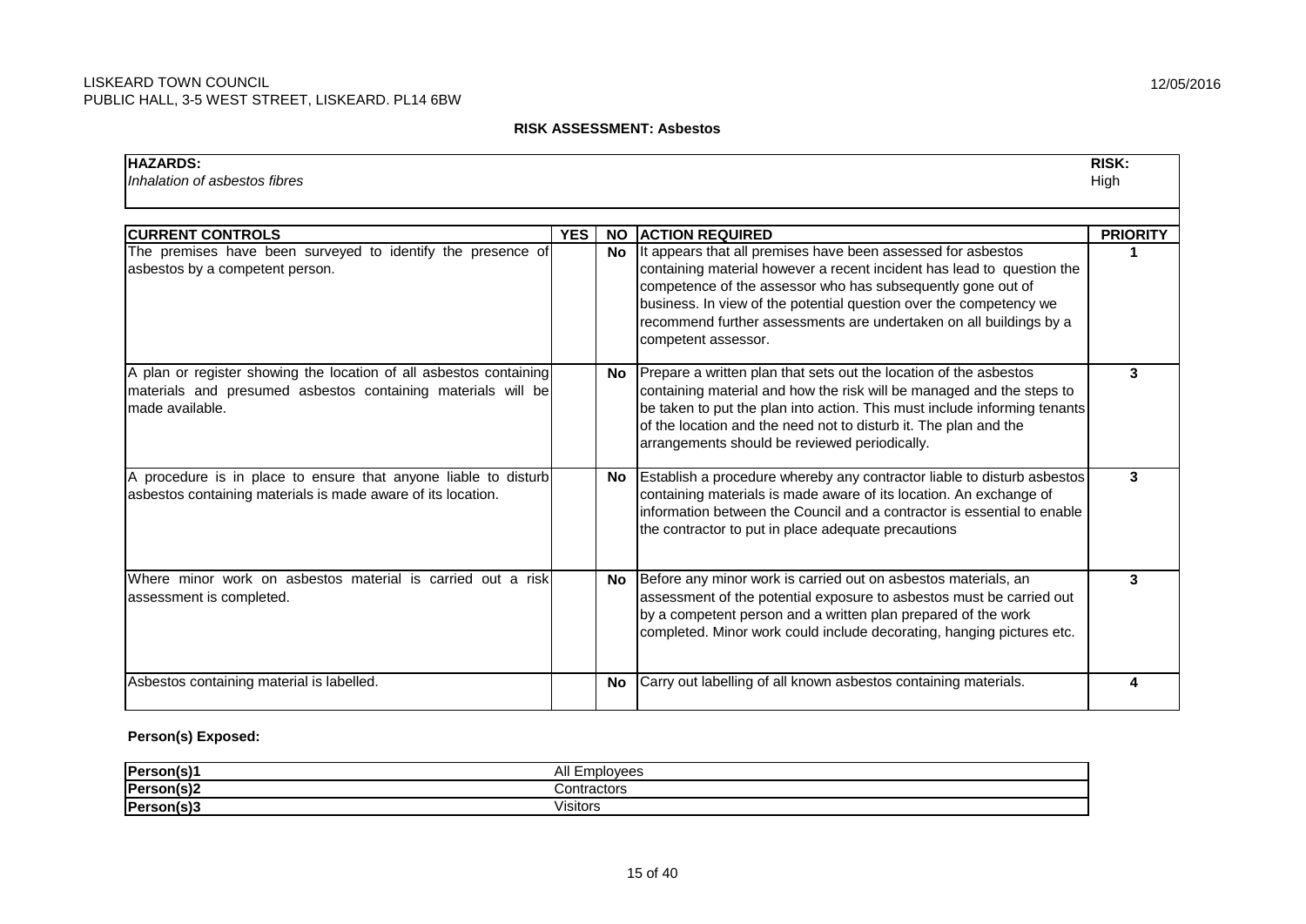LISKEARD TOWN COUNCIL
PUBLIC HALL, 3-5 WEST STREET, LISKEARD. PL14 6BW

12/05/2016

## RISK ASSESSMENT: Asbestos

| HAZARDS: | RISK: |
|---|---|
| *Inhalation of asbestos fibres* | High |

| CURRENT CONTROLS | YES | NO | ACTION REQUIRED | PRIORITY |
|---|---|---|---|---|
| The premises have been surveyed to identify the presence of asbestos by a competent person. | | **No** | It appears that all premises have been assessed for asbestos containing material however a recent incident has lead to question the competence of the assessor who has subsequently gone out of business. In view of the potential question over the competency we recommend further assessments are undertaken on all buildings by a competent assessor. | **1** |
| A plan or register showing the location of all asbestos containing materials and presumed asbestos containing materials will be made available. | | **No** | Prepare a written plan that sets out the location of the asbestos containing material and how the risk will be managed and the steps to be taken to put the plan into action. This must include informing tenants of the location and the need not to disturb it. The plan and the arrangements should be reviewed periodically. | **3** |
| A procedure is in place to ensure that anyone liable to disturb asbestos containing materials is made aware of its location. | | **No** | Establish a procedure whereby any contractor liable to disturb asbestos containing materials is made aware of its location. An exchange of information between the Council and a contractor is essential to enable the contractor to put in place adequate precautions | **3** |
| Where minor work on asbestos material is carried out a risk assessment is completed. | | **No** | Before any minor work is carried out on asbestos materials, an assessment of the potential exposure to asbestos must be carried out by a competent person and a written plan prepared of the work completed. Minor work could include decorating, hanging pictures etc. | **3** |
| Asbestos containing material is labelled. | | **No** | Carry out labelling of all known asbestos containing materials. | **4** |

**Person(s) Exposed:**

| | |
|---|---|
| **Person(s)1** | All Employees |
| **Person(s)2** | Contractors |
| **Person(s)3** | Visitors |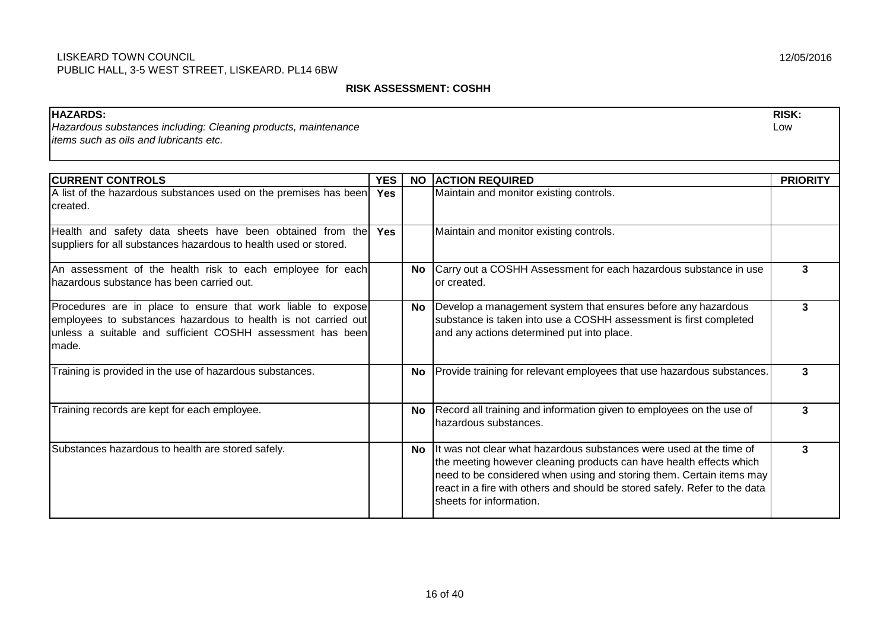LISKEARD TOWN COUNCIL
PUBLIC HALL, 3-5 WEST STREET, LISKEARD. PL14 6BW

12/05/2016

**RISK ASSESSMENT: COSHH**

| **HAZARDS:** | **RISK:** |
|---|---|
| *Hazardous substances including: Cleaning products, maintenance items such as oils and lubricants etc.* | Low |

| **CURRENT CONTROLS** | **YES** | **NO** | **ACTION REQUIRED** | **PRIORITY** |
|---|---|---|---|---|
| A list of the hazardous substances used on the premises has been created. | **Yes** | | Maintain and monitor existing controls. | |
| Health and safety data sheets have been obtained from the suppliers for all substances hazardous to health used or stored. | **Yes** | | Maintain and monitor existing controls. | |
| An assessment of the health risk to each employee for each hazardous substance has been carried out. | | **No** | Carry out a COSHH Assessment for each hazardous substance in use or created. | **3** |
| Procedures are in place to ensure that work liable to expose employees to substances hazardous to health is not carried out unless a suitable and sufficient COSHH assessment has been made. | | **No** | Develop a management system that ensures before any hazardous substance is taken into use a COSHH assessment is first completed and any actions determined put into place. | **3** |
| Training is provided in the use of hazardous substances. | | **No** | Provide training for relevant employees that use hazardous substances. | **3** |
| Training records are kept for each employee. | | **No** | Record all training and information given to employees on the use of hazardous substances. | **3** |
| Substances hazardous to health are stored safely. | | **No** | It was not clear what hazardous substances were used at the time of the meeting however cleaning products can have health effects which need to be considered when using and storing them. Certain items may react in a fire with others and should be stored safely. Refer to the data sheets for information. | **3** |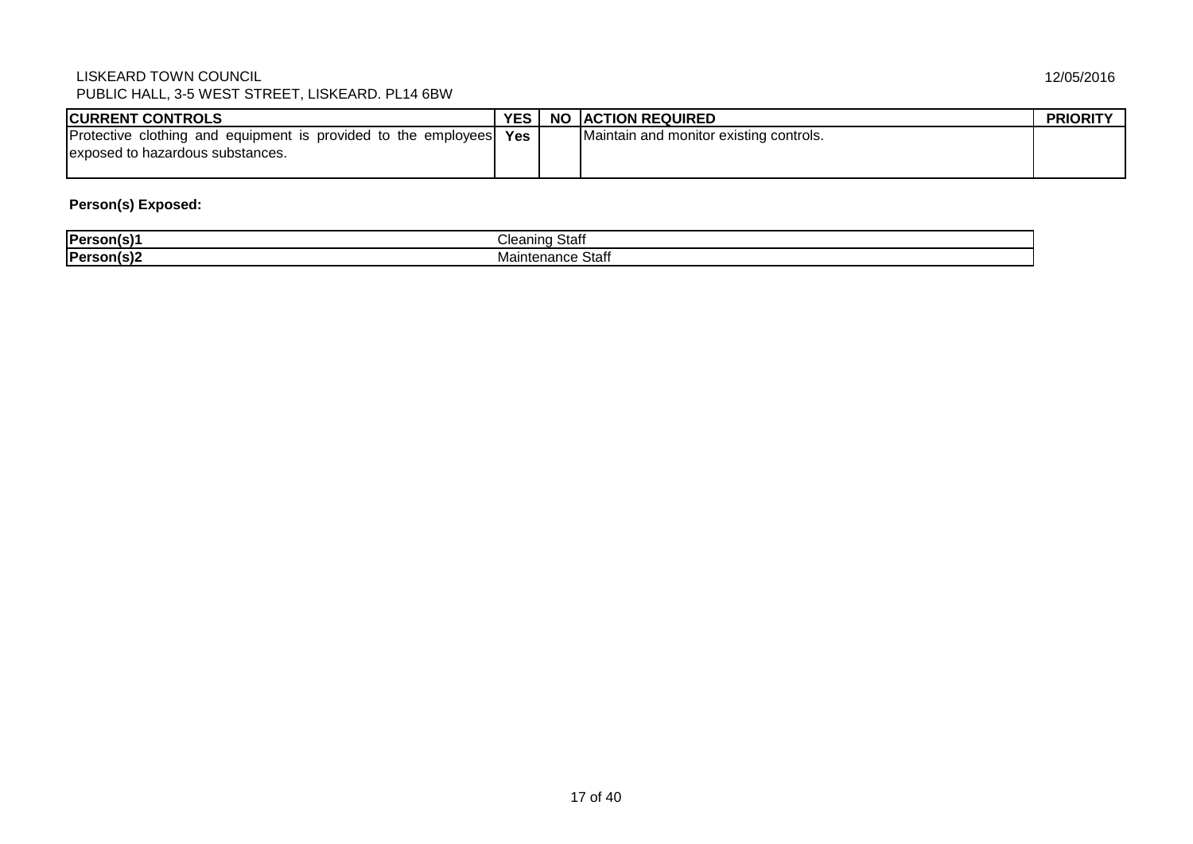| CURRENT CONTROLS | YES | NO | ACTION REQUIRED | PRIORITY |
|---|---|---|---|---|
| Protective clothing and equipment is provided to the employees exposed to hazardous substances. | Yes | | Maintain and monitor existing controls. | |

**Person(s) Exposed:**

| | |
|---|---|
| **Person(s)1** | Cleaning Staff |
| **Person(s)2** | Maintenance Staff |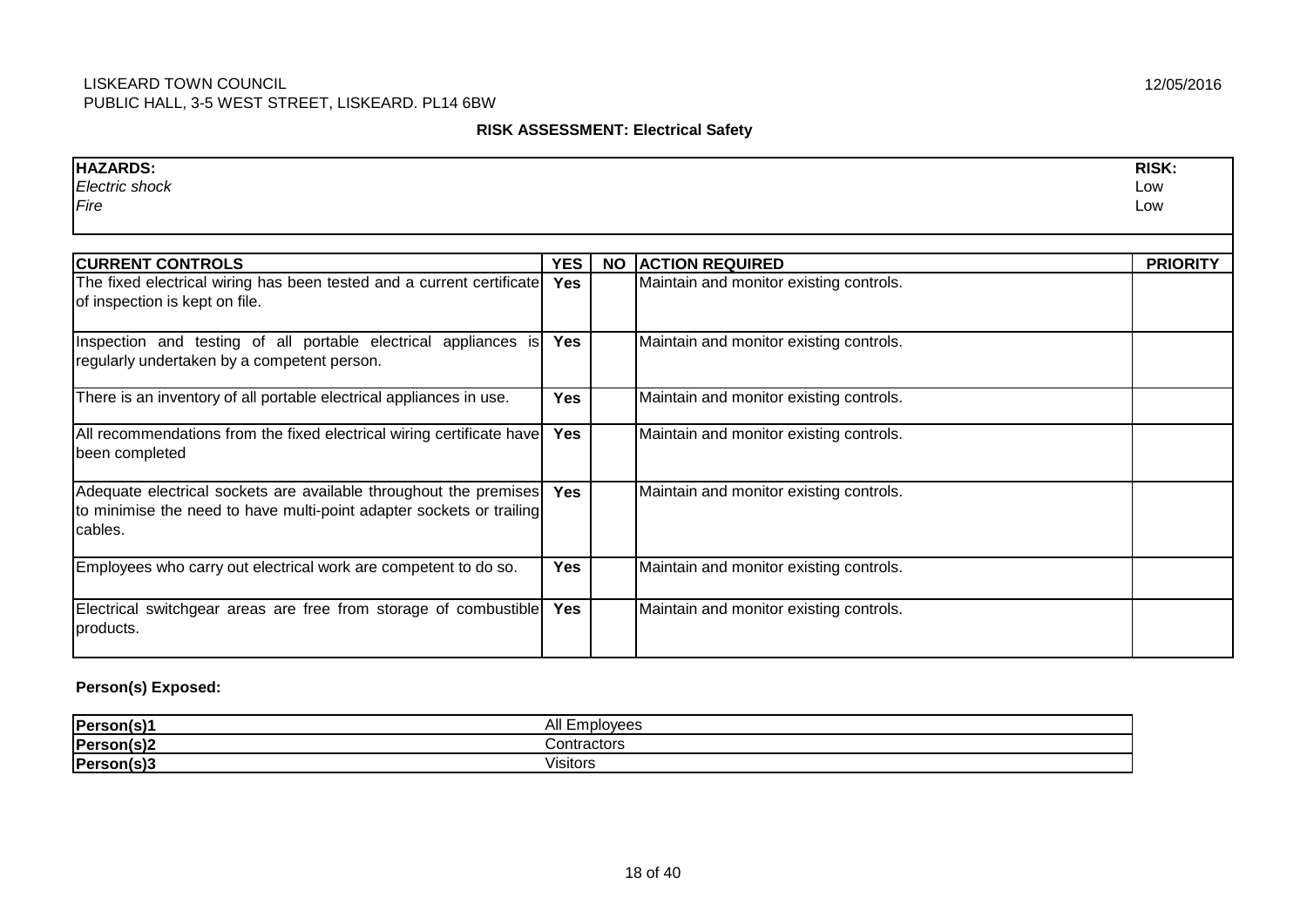LISKEARD TOWN COUNCIL
PUBLIC HALL, 3-5 WEST STREET, LISKEARD. PL14 6BW

12/05/2016

## RISK ASSESSMENT: Electrical Safety

| HAZARDS: | RISK: |
|---|---|
| *Electric shock* | Low |
| *Fire* | Low |

| CURRENT CONTROLS | YES | NO | ACTION REQUIRED | PRIORITY |
|---|---|---|---|---|
| The fixed electrical wiring has been tested and a current certificate of inspection is kept on file. | Yes | | Maintain and monitor existing controls. | |
| Inspection and testing of all portable electrical appliances is regularly undertaken by a competent person. | Yes | | Maintain and monitor existing controls. | |
| There is an inventory of all portable electrical appliances in use. | Yes | | Maintain and monitor existing controls. | |
| All recommendations from the fixed electrical wiring certificate have been completed | Yes | | Maintain and monitor existing controls. | |
| Adequate electrical sockets are available throughout the premises to minimise the need to have multi-point adapter sockets or trailing cables. | Yes | | Maintain and monitor existing controls. | |
| Employees who carry out electrical work are competent to do so. | Yes | | Maintain and monitor existing controls. | |
| Electrical switchgear areas are free from storage of combustible products. | Yes | | Maintain and monitor existing controls. | |

**Person(s) Exposed:**

| | |
|---|---|
| **Person(s)1** | All Employees |
| **Person(s)2** | Contractors |
| **Person(s)3** | Visitors |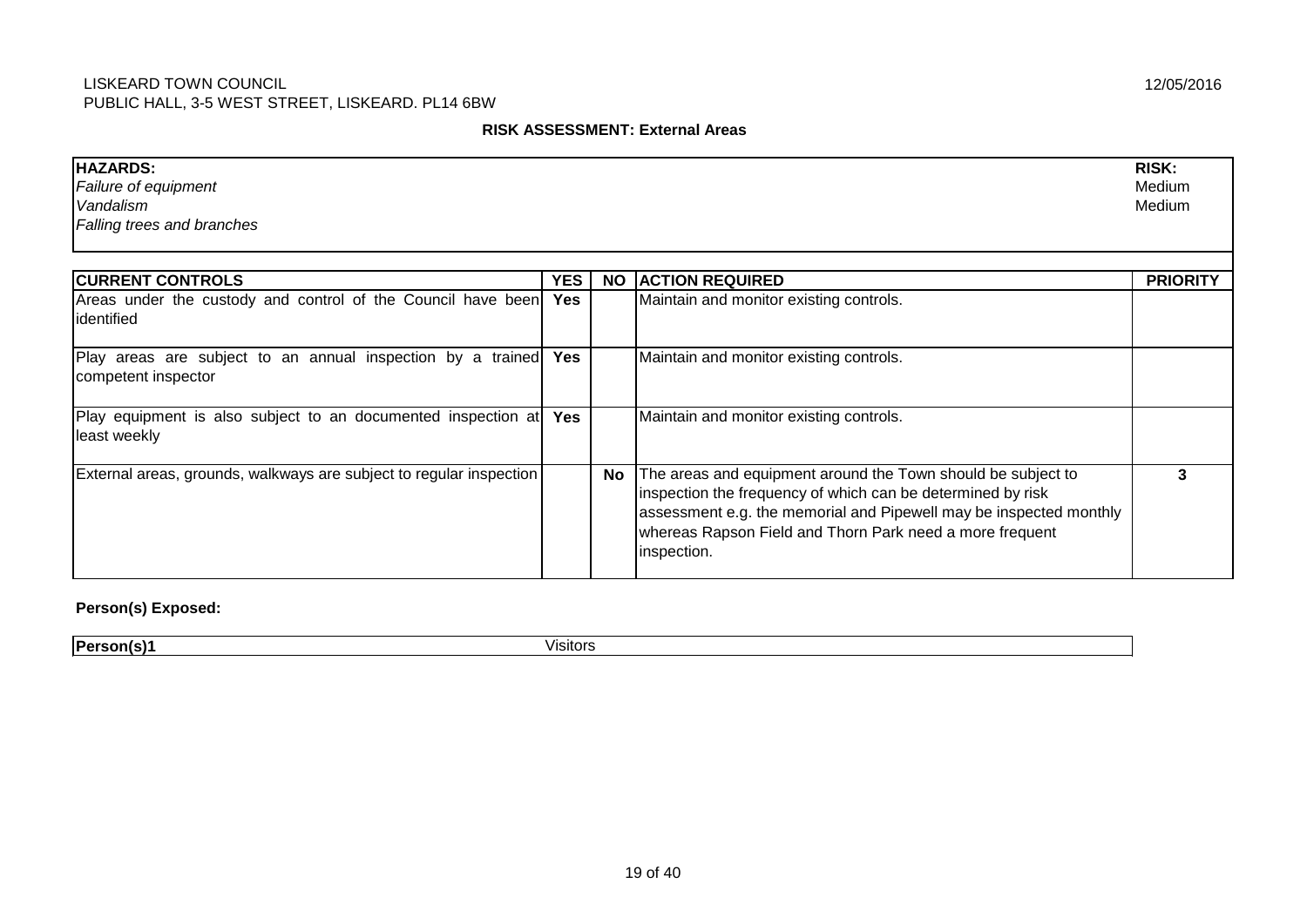LISKEARD TOWN COUNCIL
PUBLIC HALL, 3-5 WEST STREET, LISKEARD. PL14 6BW

12/05/2016

**RISK ASSESSMENT: External Areas**

| **HAZARDS:** | **RISK:** |
|---|---|
| *Failure of equipment* | Medium |
| *Vandalism* | Medium |
| *Falling trees and branches* | |

| **CURRENT CONTROLS** | **YES** | **NO** | **ACTION REQUIRED** | **PRIORITY** |
|---|---|---|---|---|
| Areas under the custody and control of the Council have been identified | **Yes** | | Maintain and monitor existing controls. | |
| Play areas are subject to an annual inspection by a trained competent inspector | **Yes** | | Maintain and monitor existing controls. | |
| Play equipment is also subject to an documented inspection at least weekly | **Yes** | | Maintain and monitor existing controls. | |
| External areas, grounds, walkways are subject to regular inspection | | **No** | The areas and equipment around the Town should be subject to inspection the frequency of which can be determined by risk assessment e.g. the memorial and Pipewell may be inspected monthly whereas Rapson Field and Thorn Park need a more frequent inspection. | **3** |

**Person(s) Exposed:**

| **Person(s)1** | Visitors |
|---|---|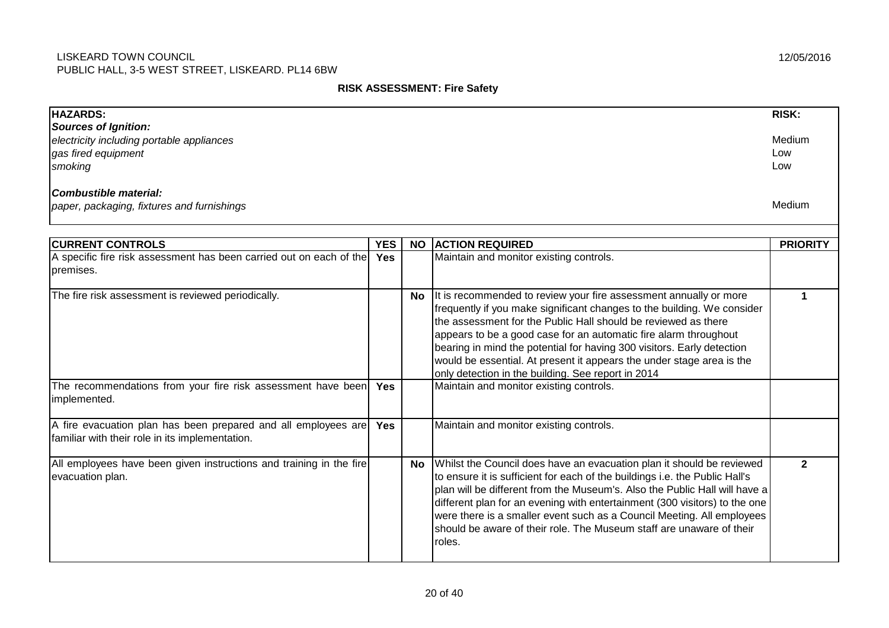LISKEARD TOWN COUNCIL
PUBLIC HALL, 3-5 WEST STREET, LISKEARD. PL14 6BW

12/05/2016

## RISK ASSESSMENT: Fire Safety

| HAZARDS: | RISK: |
|---|---|
| ***Sources of Ignition:*** | |
| *electricity including portable appliances* | Medium |
| *gas fired equipment* | Low |
| *smoking* | Low |
| ***Combustible material:*** | |
| *paper, packaging, fixtures and furnishings* | Medium |

| CURRENT CONTROLS | YES | NO | ACTION REQUIRED | PRIORITY |
|---|---|---|---|---|
| A specific fire risk assessment has been carried out on each of the premises. | Yes | | Maintain and monitor existing controls. | |
| The fire risk assessment is reviewed periodically. | | No | It is recommended to review your fire assessment annually or more frequently if you make significant changes to the building. We consider the assessment for the Public Hall should be reviewed as there appears to be a good case for an automatic fire alarm throughout bearing in mind the potential for having 300 visitors. Early detection would be essential. At present it appears the under stage area is the only detection in the building. See report in 2014 | 1 |
| The recommendations from your fire risk assessment have been implemented. | Yes | | Maintain and monitor existing controls. | |
| A fire evacuation plan has been prepared and all employees are familiar with their role in its implementation. | Yes | | Maintain and monitor existing controls. | |
| All employees have been given instructions and training in the fire evacuation plan. | | No | Whilst the Council does have an evacuation plan it should be reviewed to ensure it is sufficient for each of the buildings i.e. the Public Hall's plan will be different from the Museum's. Also the Public Hall will have a different plan for an evening with entertainment (300 visitors) to the one were there is a smaller event such as a Council Meeting. All employees should be aware of their role. The Museum staff are unaware of their roles. | 2 |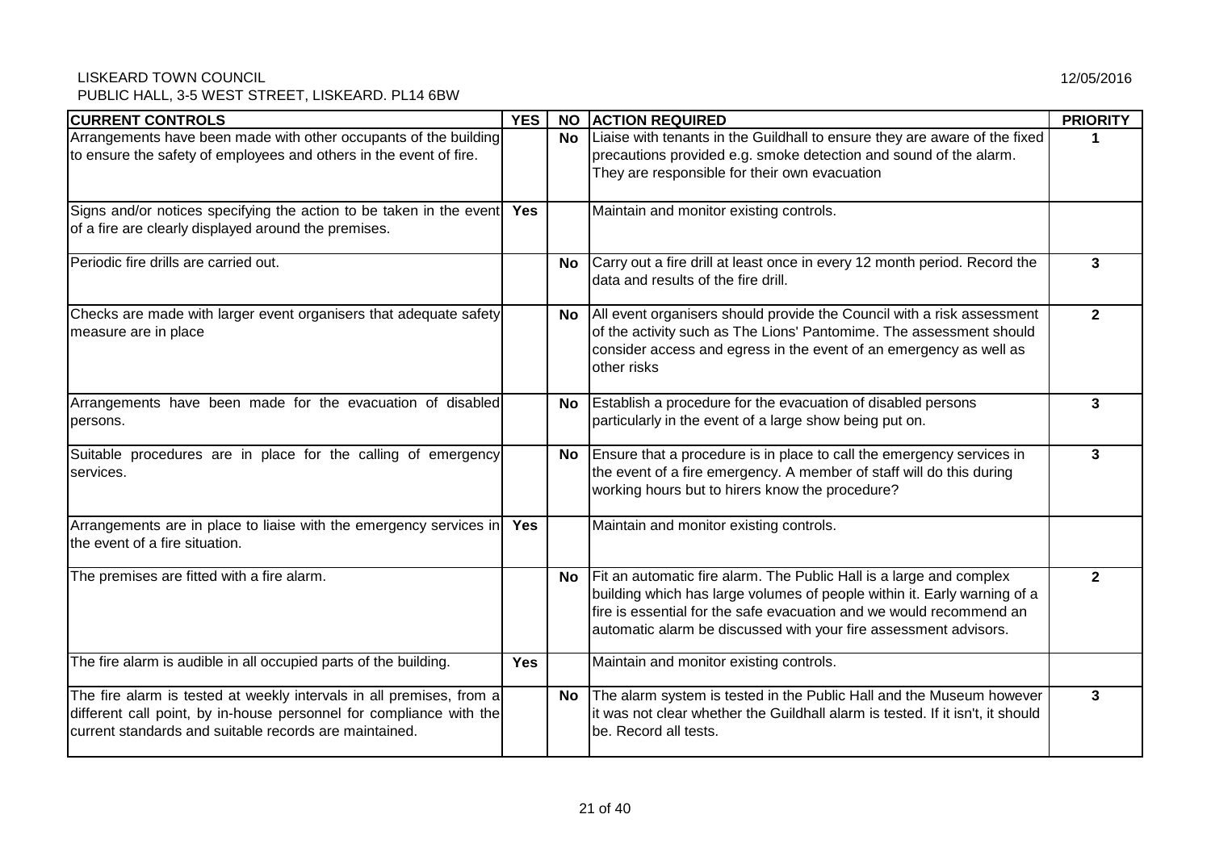LISKEARD TOWN COUNCIL
PUBLIC HALL, 3-5 WEST STREET, LISKEARD. PL14 6BW

12/05/2016

| CURRENT CONTROLS | YES | NO | ACTION REQUIRED | PRIORITY |
|---|---|---|---|---|
| Arrangements have been made with other occupants of the building to ensure the safety of employees and others in the event of fire. | | No | Liaise with tenants in the Guildhall to ensure they are aware of the fixed precautions provided e.g. smoke detection and sound of the alarm. They are responsible for their own evacuation | 1 |
| Signs and/or notices specifying the action to be taken in the event of a fire are clearly displayed around the premises. | Yes | | Maintain and monitor existing controls. | |
| Periodic fire drills are carried out. | | No | Carry out a fire drill at least once in every 12 month period. Record the data and results of the fire drill. | 3 |
| Checks are made with larger event organisers that adequate safety measure are in place | | No | All event organisers should provide the Council with a risk assessment of the activity such as The Lions' Pantomime. The assessment should consider access and egress in the event of an emergency as well as other risks | 2 |
| Arrangements have been made for the evacuation of disabled persons. | | No | Establish a procedure for the evacuation of disabled persons particularly in the event of a large show being put on. | 3 |
| Suitable procedures are in place for the calling of emergency services. | | No | Ensure that a procedure is in place to call the emergency services in the event of a fire emergency. A member of staff will do this during working hours but to hirers know the procedure? | 3 |
| Arrangements are in place to liaise with the emergency services in the event of a fire situation. | Yes | | Maintain and monitor existing controls. | |
| The premises are fitted with a fire alarm. | | No | Fit an automatic fire alarm. The Public Hall is a large and complex building which has large volumes of people within it. Early warning of a fire is essential for the safe evacuation and we would recommend an automatic alarm be discussed with your fire assessment advisors. | 2 |
| The fire alarm is audible in all occupied parts of the building. | Yes | | Maintain and monitor existing controls. | |
| The fire alarm is tested at weekly intervals in all premises, from a different call point, by in-house personnel for compliance with the current standards and suitable records are maintained. | | No | The alarm system is tested in the Public Hall and the Museum however it was not clear whether the Guildhall alarm is tested. If it isn't, it should be. Record all tests. | 3 |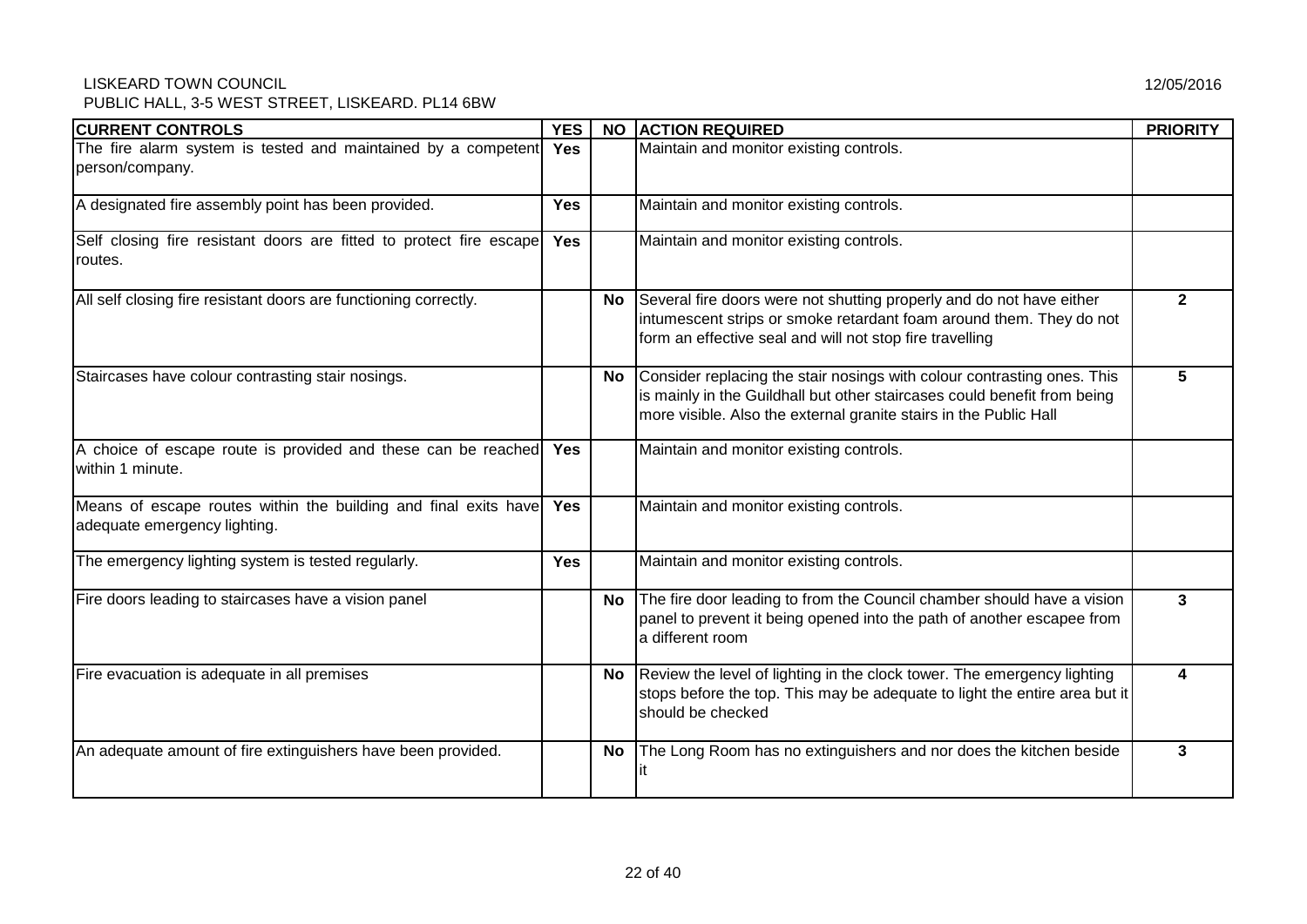LISKEARD TOWN COUNCIL
PUBLIC HALL, 3-5 WEST STREET, LISKEARD. PL14 6BW

12/05/2016

| CURRENT CONTROLS | YES | NO | ACTION REQUIRED | PRIORITY |
|---|---|---|---|---|
| The fire alarm system is tested and maintained by a competent person/company. | Yes | | Maintain and monitor existing controls. | |
| A designated fire assembly point has been provided. | Yes | | Maintain and monitor existing controls. | |
| Self closing fire resistant doors are fitted to protect fire escape routes. | Yes | | Maintain and monitor existing controls. | |
| All self closing fire resistant doors are functioning correctly. | | No | Several fire doors were not shutting properly and do not have either intumescent strips or smoke retardant foam around them. They do not form an effective seal and will not stop fire travelling | 2 |
| Staircases have colour contrasting stair nosings. | | No | Consider replacing the stair nosings with colour contrasting ones. This is mainly in the Guildhall but other staircases could benefit from being more visible. Also the external granite stairs in the Public Hall | 5 |
| A choice of escape route is provided and these can be reached within 1 minute. | Yes | | Maintain and monitor existing controls. | |
| Means of escape routes within the building and final exits have adequate emergency lighting. | Yes | | Maintain and monitor existing controls. | |
| The emergency lighting system is tested regularly. | Yes | | Maintain and monitor existing controls. | |
| Fire doors leading to staircases have a vision panel | | No | The fire door leading to from the Council chamber should have a vision panel to prevent it being opened into the path of another escapee from a different room | 3 |
| Fire evacuation is adequate in all premises | | No | Review the level of lighting in the clock tower. The emergency lighting stops before the top. This may be adequate to light the entire area but it should be checked | 4 |
| An adequate amount of fire extinguishers have been provided. | | No | The Long Room has no extinguishers and nor does the kitchen beside it | 3 |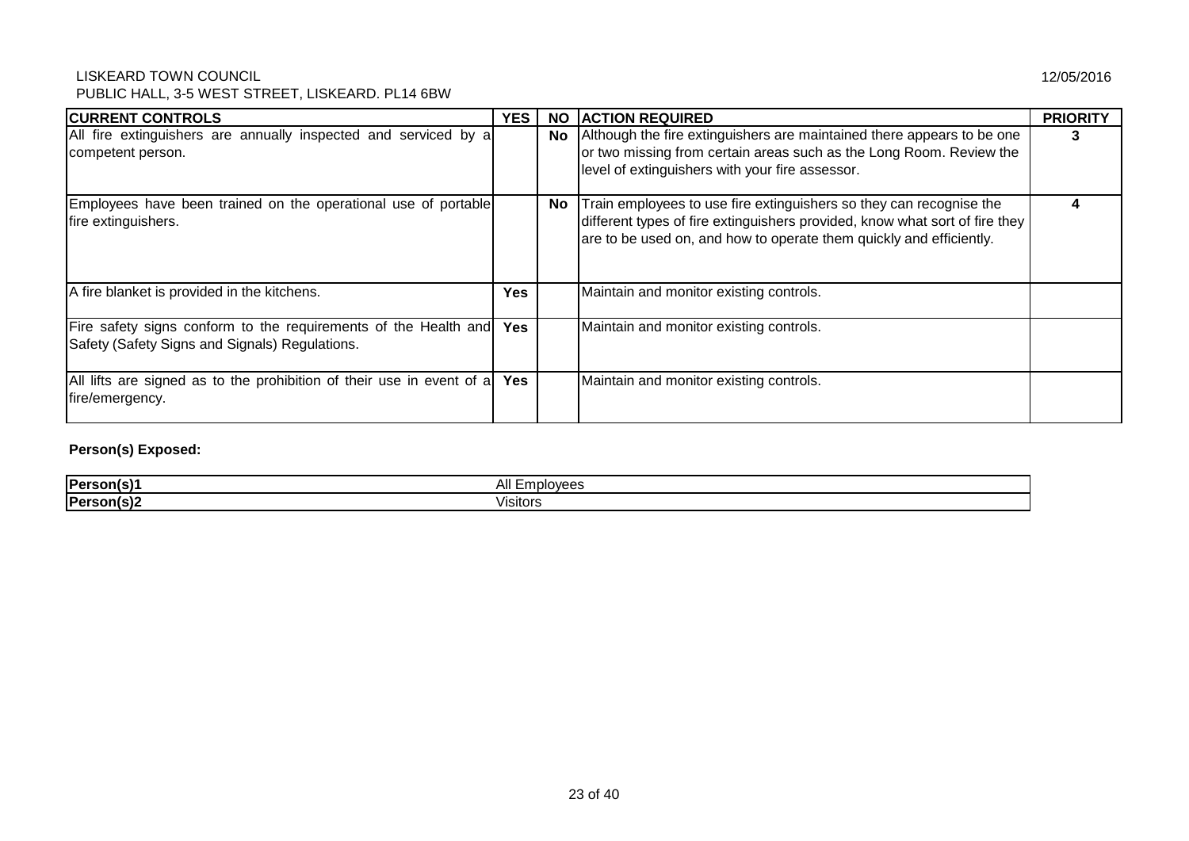LISKEARD TOWN COUNCIL
PUBLIC HALL, 3-5 WEST STREET, LISKEARD. PL14 6BW

12/05/2016

| CURRENT CONTROLS | YES | NO | ACTION REQUIRED | PRIORITY |
|---|---|---|---|---|
| All fire extinguishers are annually inspected and serviced by a competent person. | | No | Although the fire extinguishers are maintained there appears to be one or two missing from certain areas such as the Long Room. Review the level of extinguishers with your fire assessor. | 3 |
| Employees have been trained on the operational use of portable fire extinguishers. | | No | Train employees to use fire extinguishers so they can recognise the different types of fire extinguishers provided, know what sort of fire they are to be used on, and how to operate them quickly and efficiently. | 4 |
| A fire blanket is provided in the kitchens. | Yes | | Maintain and monitor existing controls. | |
| Fire safety signs conform to the requirements of the Health and Safety (Safety Signs and Signals) Regulations. | Yes | | Maintain and monitor existing controls. | |
| All lifts are signed as to the prohibition of their use in event of a fire/emergency. | Yes | | Maintain and monitor existing controls. | |

**Person(s) Exposed:**

| | |
|---|---|
| **Person(s)1** | All Employees |
| **Person(s)2** | Visitors |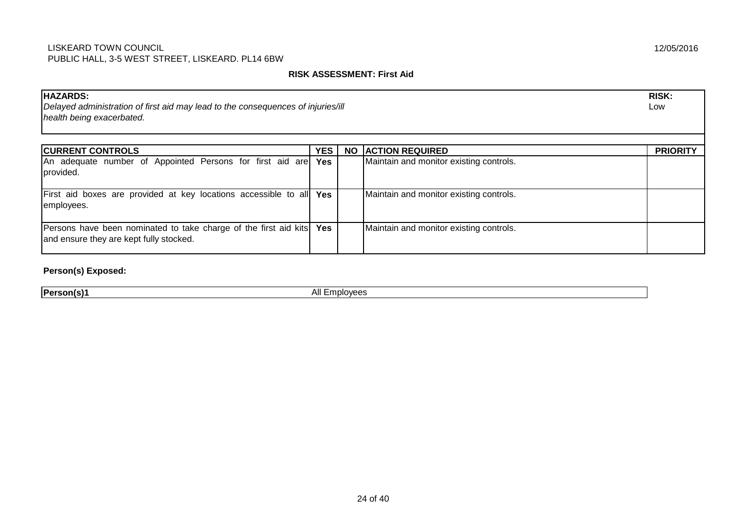LISKEARD TOWN COUNCIL
PUBLIC HALL, 3-5 WEST STREET, LISKEARD. PL14 6BW

12/05/2016

## RISK ASSESSMENT: First Aid

| HAZARDS: | RISK: |
|---|---|
| *Delayed administration of first aid may lead to the consequences of injuries/ill health being exacerbated.* | Low |

| CURRENT CONTROLS | YES | NO | ACTION REQUIRED | PRIORITY |
|---|---|---|---|---|
| An adequate number of Appointed Persons for first aid are provided. | **Yes** | | Maintain and monitor existing controls. | |
| First aid boxes are provided at key locations accessible to all employees. | **Yes** | | Maintain and monitor existing controls. | |
| Persons have been nominated to take charge of the first aid kits and ensure they are kept fully stocked. | **Yes** | | Maintain and monitor existing controls. | |

**Person(s) Exposed:**

| Person(s)1 | All Employees |
|---|---|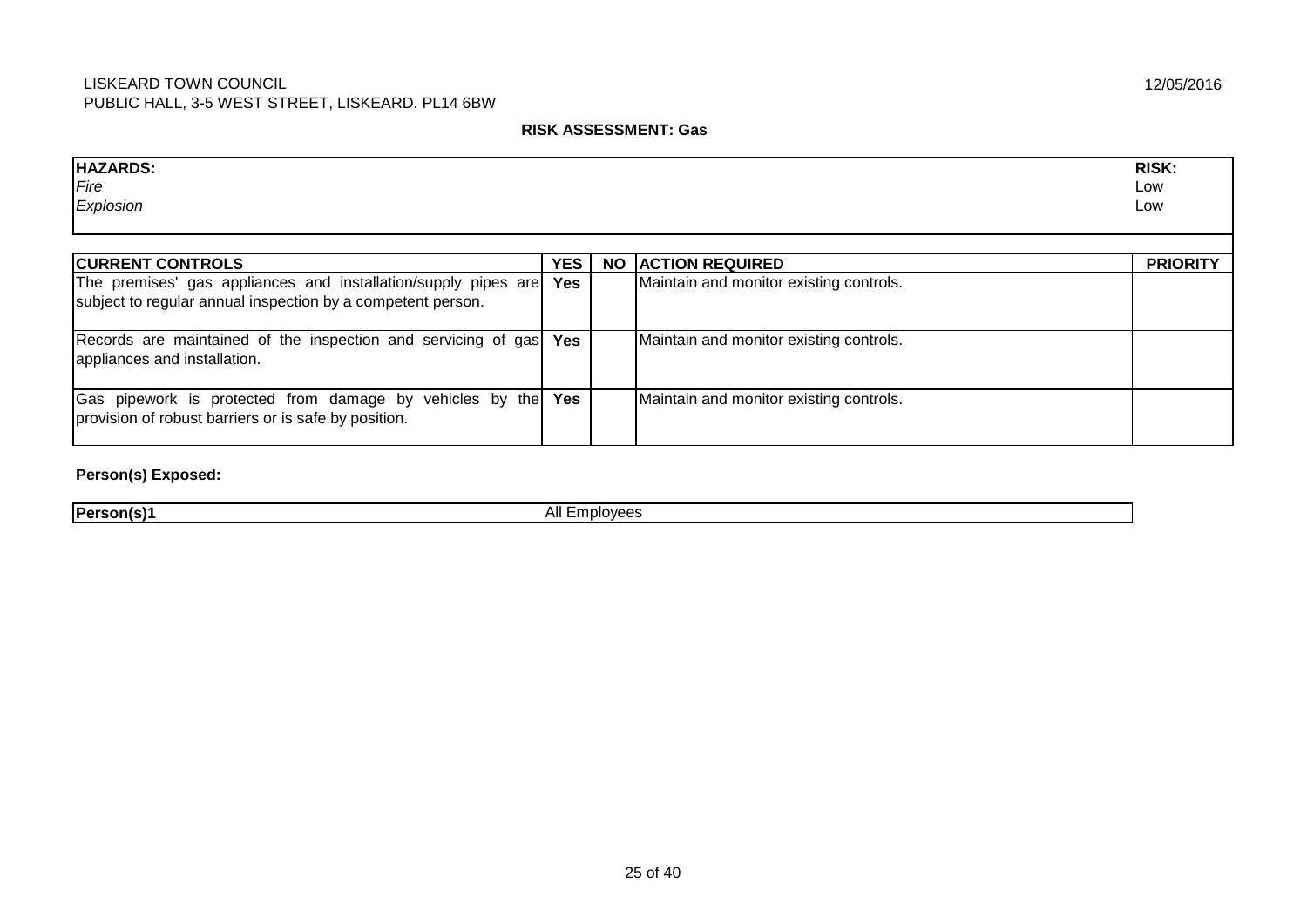LISKEARD TOWN COUNCIL
PUBLIC HALL, 3-5 WEST STREET, LISKEARD. PL14 6BW

12/05/2016

**RISK ASSESSMENT: Gas**

| HAZARDS: | RISK: |
|---|---|
| *Fire* | Low |
| *Explosion* | Low |

| CURRENT CONTROLS | YES | NO | ACTION REQUIRED | PRIORITY |
|---|---|---|---|---|
| The premises' gas appliances and installation/supply pipes are subject to regular annual inspection by a competent person. | Yes | | Maintain and monitor existing controls. | |
| Records are maintained of the inspection and servicing of gas appliances and installation. | Yes | | Maintain and monitor existing controls. | |
| Gas pipework is protected from damage by vehicles by the provision of robust barriers or is safe by position. | Yes | | Maintain and monitor existing controls. | |

**Person(s) Exposed:**

| Person(s)1 | All Employees |
|---|---|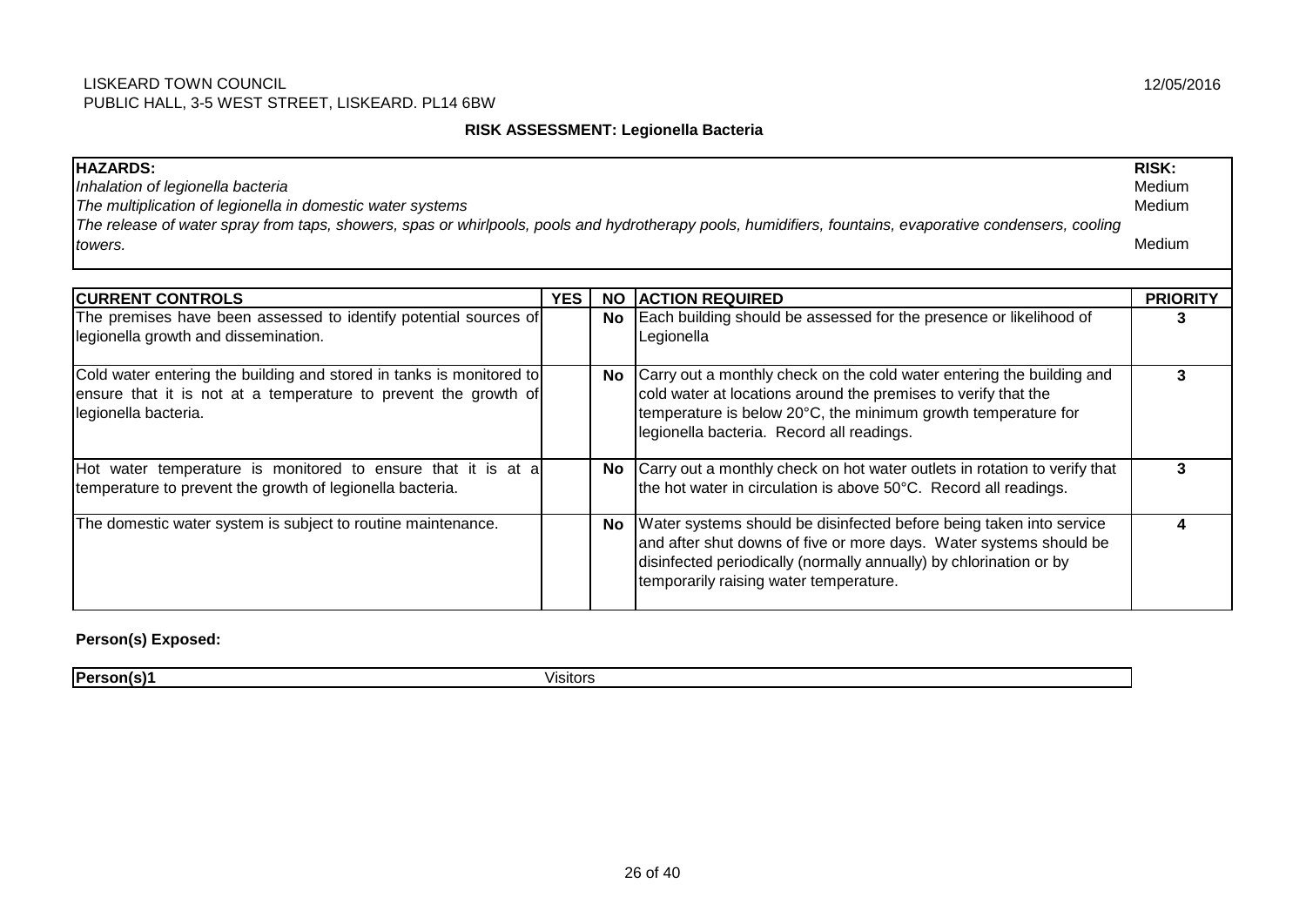LISKEARD TOWN COUNCIL
PUBLIC HALL, 3-5 WEST STREET, LISKEARD. PL14 6BW

12/05/2016

## RISK ASSESSMENT: Legionella Bacteria

| HAZARDS: | RISK: |
|---|---|
| *Inhalation of legionella bacteria* | Medium |
| *The multiplication of legionella in domestic water systems* | Medium |
| *The release of water spray from taps, showers, spas or whirlpools, pools and hydrotherapy pools, humidifiers, fountains, evaporative condensers, cooling towers.* | Medium |

| CURRENT CONTROLS | YES | NO | ACTION REQUIRED | PRIORITY |
|---|---|---|---|---|
| The premises have been assessed to identify potential sources of legionella growth and dissemination. | | **No** | Each building should be assessed for the presence or likelihood of Legionella | **3** |
| Cold water entering the building and stored in tanks is monitored to ensure that it is not at a temperature to prevent the growth of legionella bacteria. | | **No** | Carry out a monthly check on the cold water entering the building and cold water at locations around the premises to verify that the temperature is below 20°C, the minimum growth temperature for legionella bacteria. Record all readings. | **3** |
| Hot water temperature is monitored to ensure that it is at a temperature to prevent the growth of legionella bacteria. | | **No** | Carry out a monthly check on hot water outlets in rotation to verify that the hot water in circulation is above 50°C. Record all readings. | **3** |
| The domestic water system is subject to routine maintenance. | | **No** | Water systems should be disinfected before being taken into service and after shut downs of five or more days. Water systems should be disinfected periodically (normally annually) by chlorination or by temporarily raising water temperature. | **4** |

**Person(s) Exposed:**

| **Person(s)1** | Visitors |
|---|---|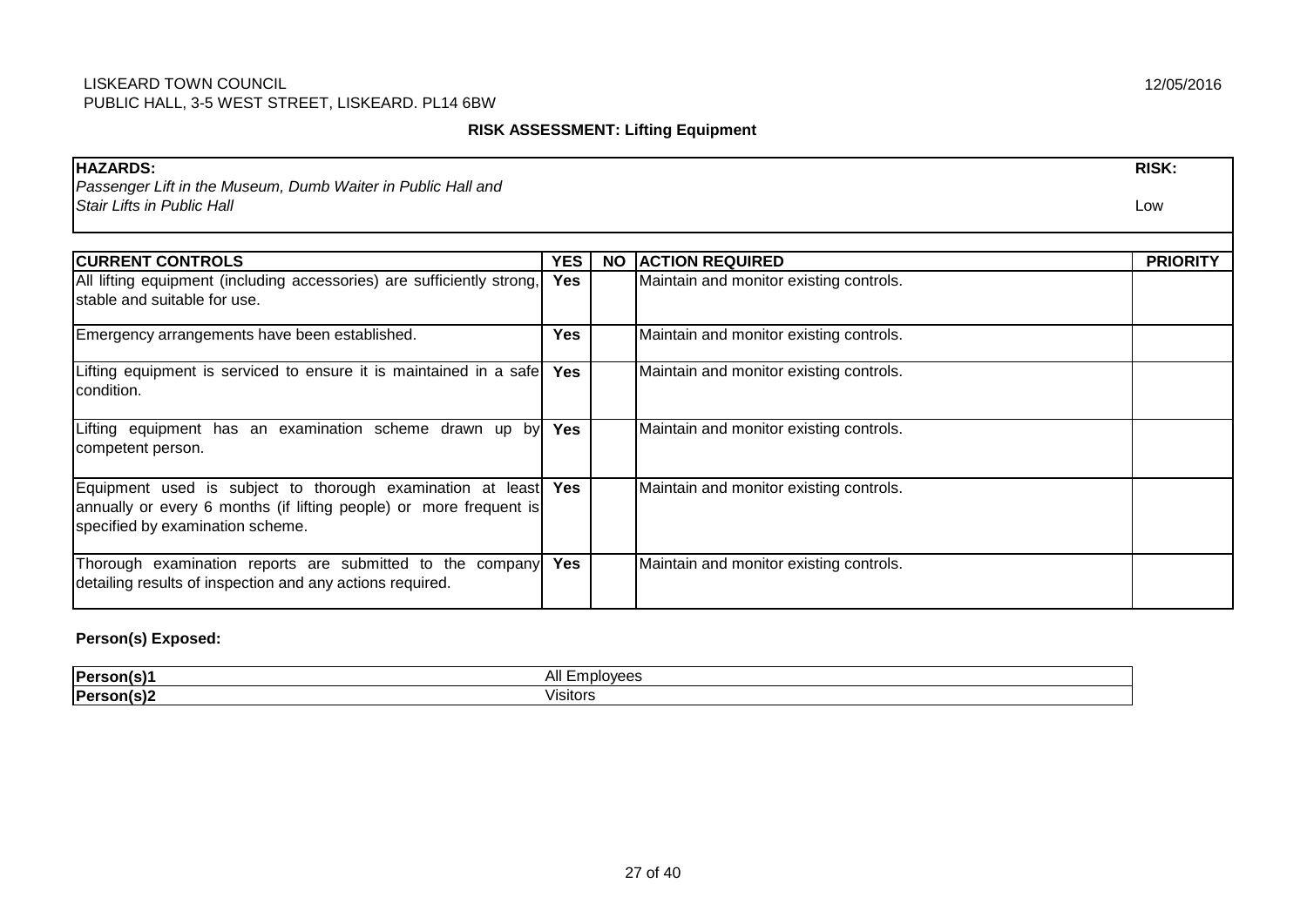LISKEARD TOWN COUNCIL
PUBLIC HALL, 3-5 WEST STREET, LISKEARD. PL14 6BW

12/05/2016

## RISK ASSESSMENT: Lifting Equipment

| HAZARDS: | RISK: |
|---|---|
| *Passenger Lift in the Museum, Dumb Waiter in Public Hall and Stair Lifts in Public Hall* | Low |

| CURRENT CONTROLS | YES | NO | ACTION REQUIRED | PRIORITY |
|---|---|---|---|---|
| All lifting equipment (including accessories) are sufficiently strong, stable and suitable for use. | Yes | | Maintain and monitor existing controls. | |
| Emergency arrangements have been established. | Yes | | Maintain and monitor existing controls. | |
| Lifting equipment is serviced to ensure it is maintained in a safe condition. | Yes | | Maintain and monitor existing controls. | |
| Lifting equipment has an examination scheme drawn up by competent person. | Yes | | Maintain and monitor existing controls. | |
| Equipment used is subject to thorough examination at least annually or every 6 months (if lifting people) or more frequent is specified by examination scheme. | Yes | | Maintain and monitor existing controls. | |
| Thorough examination reports are submitted to the company detailing results of inspection and any actions required. | Yes | | Maintain and monitor existing controls. | |

**Person(s) Exposed:**

| | |
|---|---|
| **Person(s)1** | All Employees |
| **Person(s)2** | Visitors |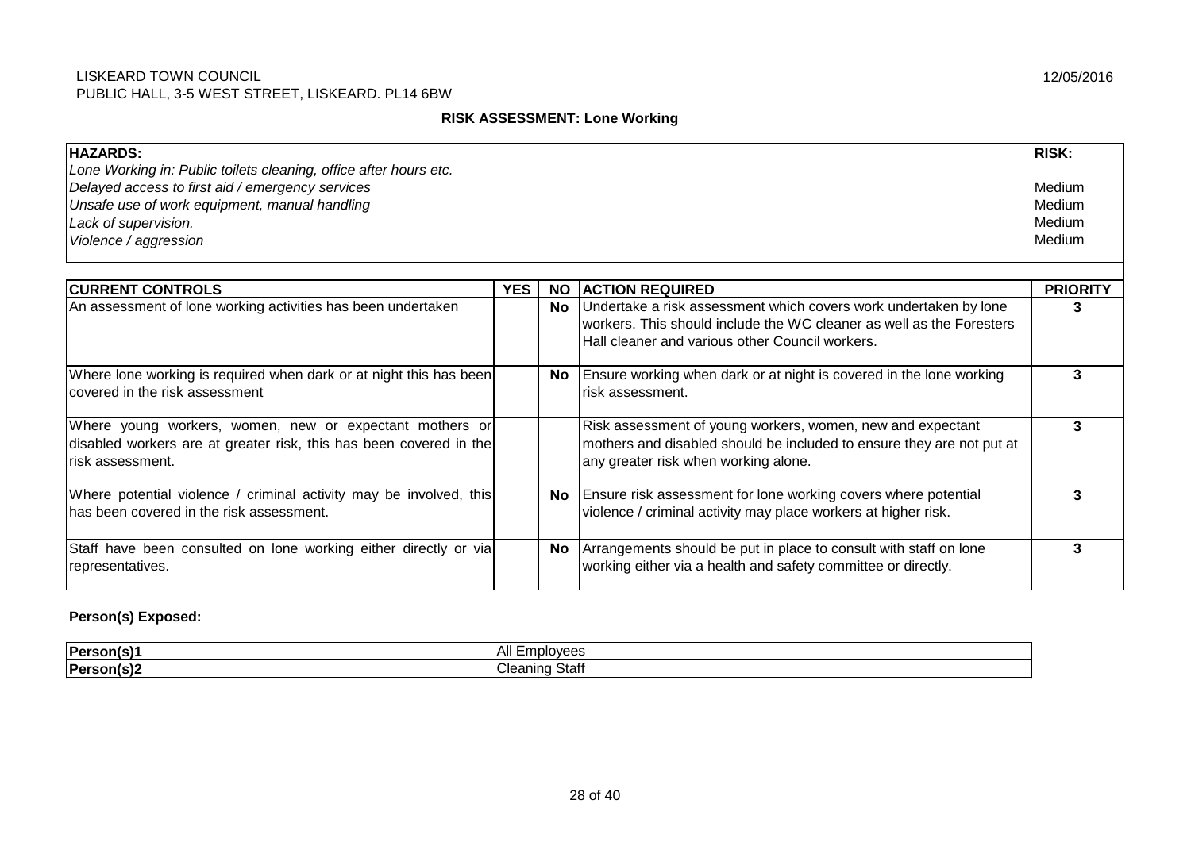LISKEARD TOWN COUNCIL
PUBLIC HALL, 3-5 WEST STREET, LISKEARD. PL14 6BW

12/05/2016

## RISK ASSESSMENT: Lone Working

| HAZARDS: | RISK: |
|---|---|
| *Lone Working in: Public toilets cleaning, office after hours etc.* | |
| *Delayed access to first aid / emergency services* | Medium |
| *Unsafe use of work equipment, manual handling* | Medium |
| *Lack of supervision.* | Medium |
| *Violence / aggression* | Medium |

| CURRENT CONTROLS | YES | NO | ACTION REQUIRED | PRIORITY |
|---|---|---|---|---|
| An assessment of lone working activities has been undertaken | | **No** | Undertake a risk assessment which covers work undertaken by lone workers. This should include the WC cleaner as well as the Foresters Hall cleaner and various other Council workers. | **3** |
| Where lone working is required when dark or at night this has been covered in the risk assessment | | **No** | Ensure working when dark or at night is covered in the lone working risk assessment. | **3** |
| Where young workers, women, new or expectant mothers or disabled workers are at greater risk, this has been covered in the risk assessment. | | | Risk assessment of young workers, women, new and expectant mothers and disabled should be included to ensure they are not put at any greater risk when working alone. | **3** |
| Where potential violence / criminal activity may be involved, this has been covered in the risk assessment. | | **No** | Ensure risk assessment for lone working covers where potential violence / criminal activity may place workers at higher risk. | **3** |
| Staff have been consulted on lone working either directly or via representatives. | | **No** | Arrangements should be put in place to consult with staff on lone working either via a health and safety committee or directly. | **3** |

**Person(s) Exposed:**

| | |
|---|---|
| **Person(s)1** | All Employees |
| **Person(s)2** | Cleaning Staff |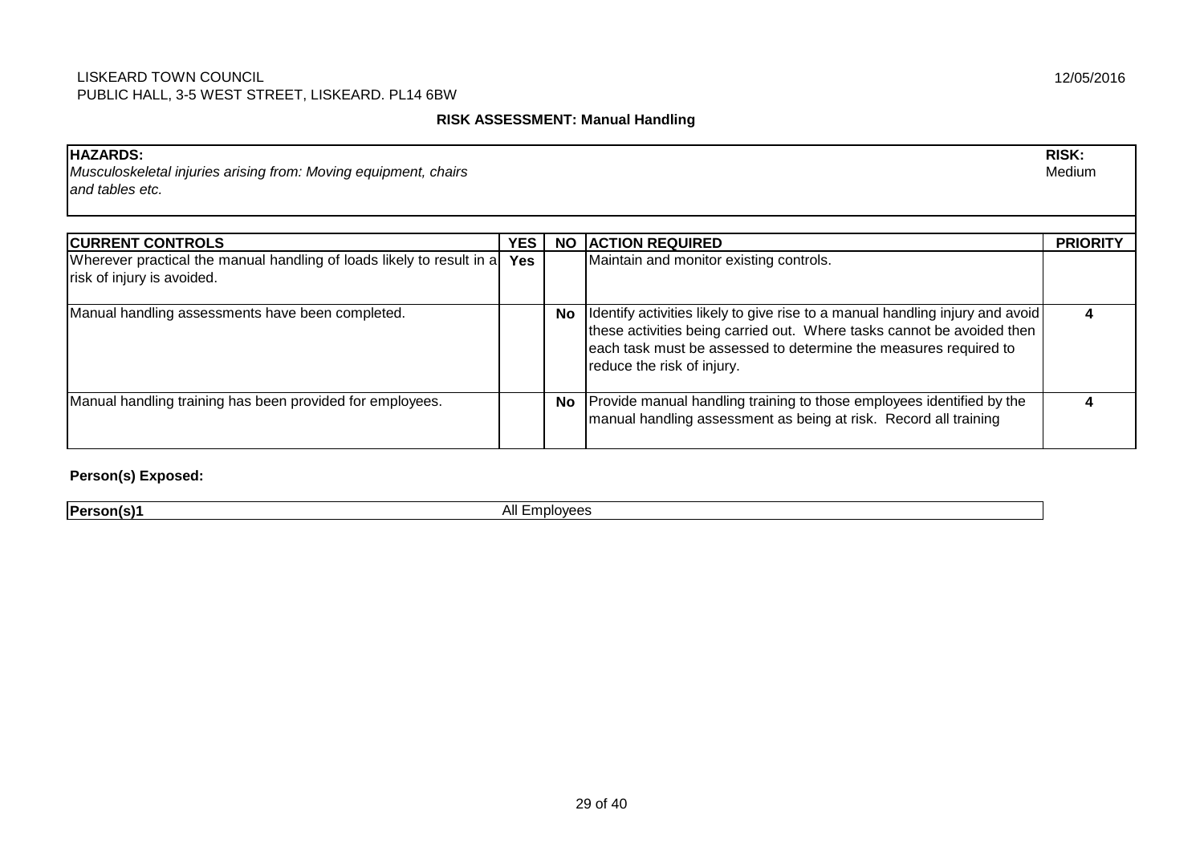LISKEARD TOWN COUNCIL
PUBLIC HALL, 3-5 WEST STREET, LISKEARD. PL14 6BW

12/05/2016

**RISK ASSESSMENT: Manual Handling**

| HAZARDS: | RISK: |
|---|---|
| *Musculoskeletal injuries arising from: Moving equipment, chairs and tables etc.* | Medium |

| CURRENT CONTROLS | YES | NO | ACTION REQUIRED | PRIORITY |
|---|---|---|---|---|
| Wherever practical the manual handling of loads likely to result in a risk of injury is avoided. | **Yes** | | Maintain and monitor existing controls. | |
| Manual handling assessments have been completed. | | **No** | Identify activities likely to give rise to a manual handling injury and avoid these activities being carried out. Where tasks cannot be avoided then each task must be assessed to determine the measures required to reduce the risk of injury. | **4** |
| Manual handling training has been provided for employees. | | **No** | Provide manual handling training to those employees identified by the manual handling assessment as being at risk. Record all training | **4** |

**Person(s) Exposed:**

| **Person(s)1** | All Employees |
|---|---|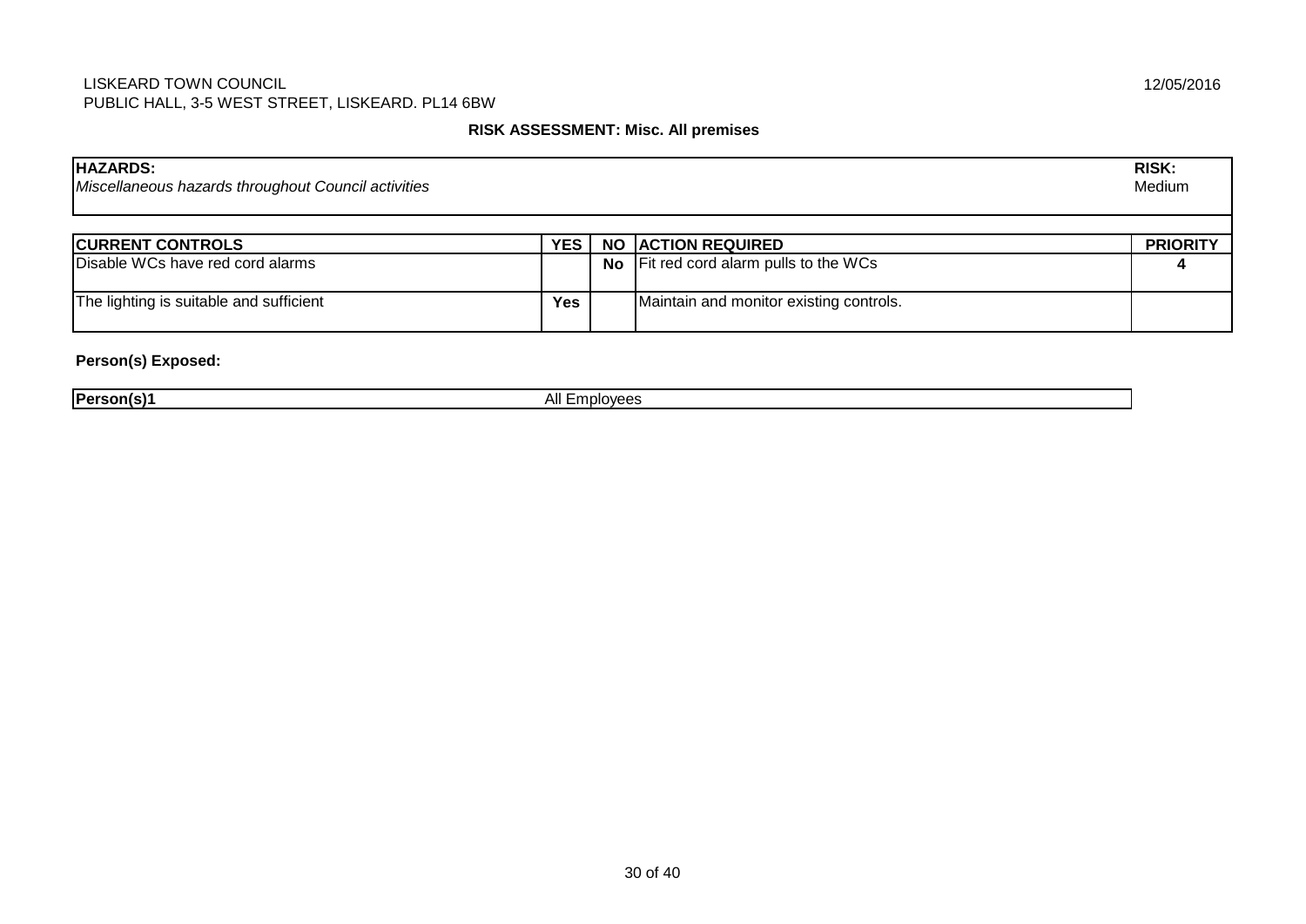LISKEARD TOWN COUNCIL
PUBLIC HALL, 3-5 WEST STREET, LISKEARD. PL14 6BW

12/05/2016

**RISK ASSESSMENT: Misc. All premises**

| **HAZARDS:** | **RISK:** |
| --- | --- |
| *Miscellaneous hazards throughout Council activities* | Medium |

| **CURRENT CONTROLS** | **YES** | **NO** | **ACTION REQUIRED** | **PRIORITY** |
| --- | --- | --- | --- | --- |
| Disable WCs have red cord alarms | | **No** | Fit red cord alarm pulls to the WCs | **4** |
| The lighting is suitable and sufficient | **Yes** | | Maintain and monitor existing controls. | |

**Person(s) Exposed:**

| **Person(s)1** | All Employees |
| --- | --- |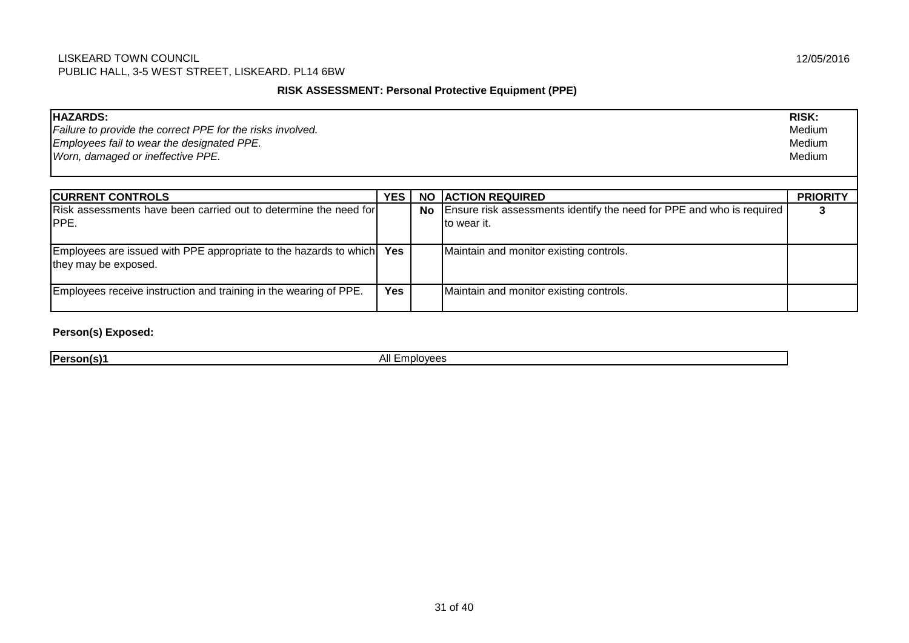LISKEARD TOWN COUNCIL
PUBLIC HALL, 3-5 WEST STREET, LISKEARD. PL14 6BW

12/05/2016

## RISK ASSESSMENT: Personal Protective Equipment (PPE)

| HAZARDS: | RISK: |
|---|---|
| *Failure to provide the correct PPE for the risks involved.* | Medium |
| *Employees fail to wear the designated PPE.* | Medium |
| *Worn, damaged or ineffective PPE.* | Medium |

| CURRENT CONTROLS | YES | NO | ACTION REQUIRED | PRIORITY |
|---|---|---|---|---|
| Risk assessments have been carried out to determine the need for PPE. | | **No** | Ensure risk assessments identify the need for PPE and who is required to wear it. | **3** |
| Employees are issued with PPE appropriate to the hazards to which they may be exposed. | **Yes** | | Maintain and monitor existing controls. | |
| Employees receive instruction and training in the wearing of PPE. | **Yes** | | Maintain and monitor existing controls. | |

**Person(s) Exposed:**

| Person(s)1 | All Employees |
|---|---|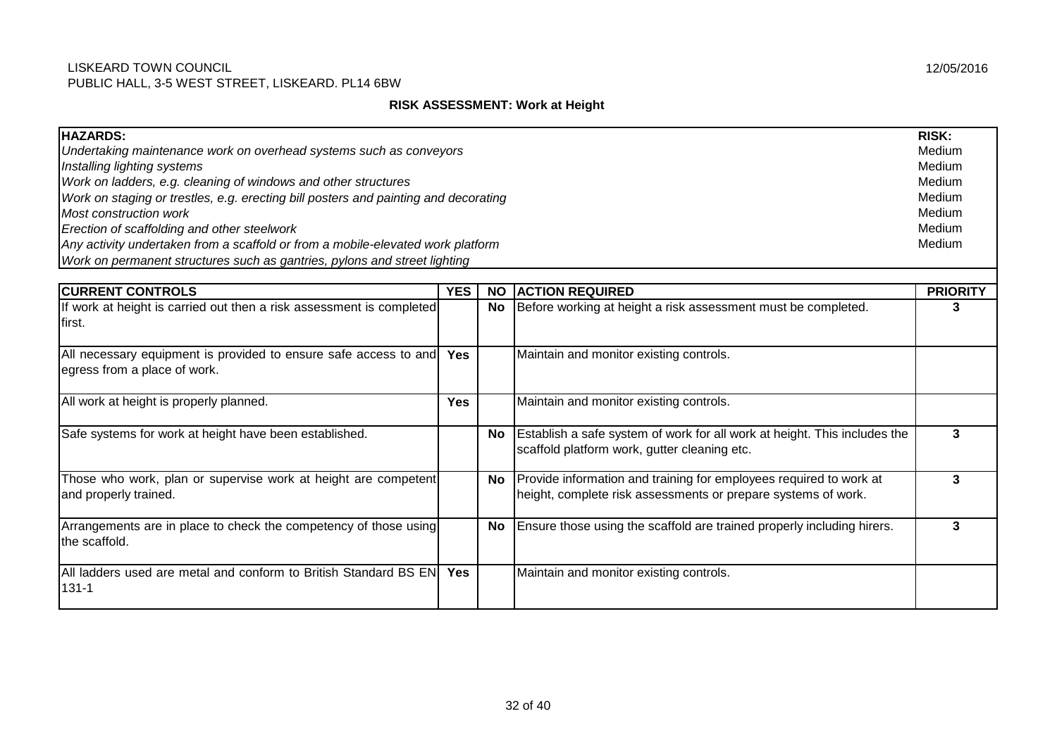LISKEARD TOWN COUNCIL
PUBLIC HALL, 3-5 WEST STREET, LISKEARD. PL14 6BW

12/05/2016

## RISK ASSESSMENT: Work at Height

| HAZARDS: | RISK: |
|---|---|
| *Undertaking maintenance work on overhead systems such as conveyors* | Medium |
| *Installing lighting systems* | Medium |
| *Work on ladders, e.g. cleaning of windows and other structures* | Medium |
| *Work on staging or trestles, e.g. erecting bill posters and painting and decorating* | Medium |
| *Most construction work* | Medium |
| *Erection of scaffolding and other steelwork* | Medium |
| *Any activity undertaken from a scaffold or from a mobile-elevated work platform* | Medium |
| *Work on permanent structures such as gantries, pylons and street lighting* | |

| CURRENT CONTROLS | YES | NO | ACTION REQUIRED | PRIORITY |
|---|---|---|---|---|
| If work at height is carried out then a risk assessment is completed first. | | **No** | Before working at height a risk assessment must be completed. | **3** |
| All necessary equipment is provided to ensure safe access to and egress from a place of work. | **Yes** | | Maintain and monitor existing controls. | |
| All work at height is properly planned. | **Yes** | | Maintain and monitor existing controls. | |
| Safe systems for work at height have been established. | | **No** | Establish a safe system of work for all work at height. This includes the scaffold platform work, gutter cleaning etc. | **3** |
| Those who work, plan or supervise work at height are competent and properly trained. | | **No** | Provide information and training for employees required to work at height, complete risk assessments or prepare systems of work. | **3** |
| Arrangements are in place to check the competency of those using the scaffold. | | **No** | Ensure those using the scaffold are trained properly including hirers. | **3** |
| All ladders used are metal and conform to British Standard BS EN 131-1 | **Yes** | | Maintain and monitor existing controls. | |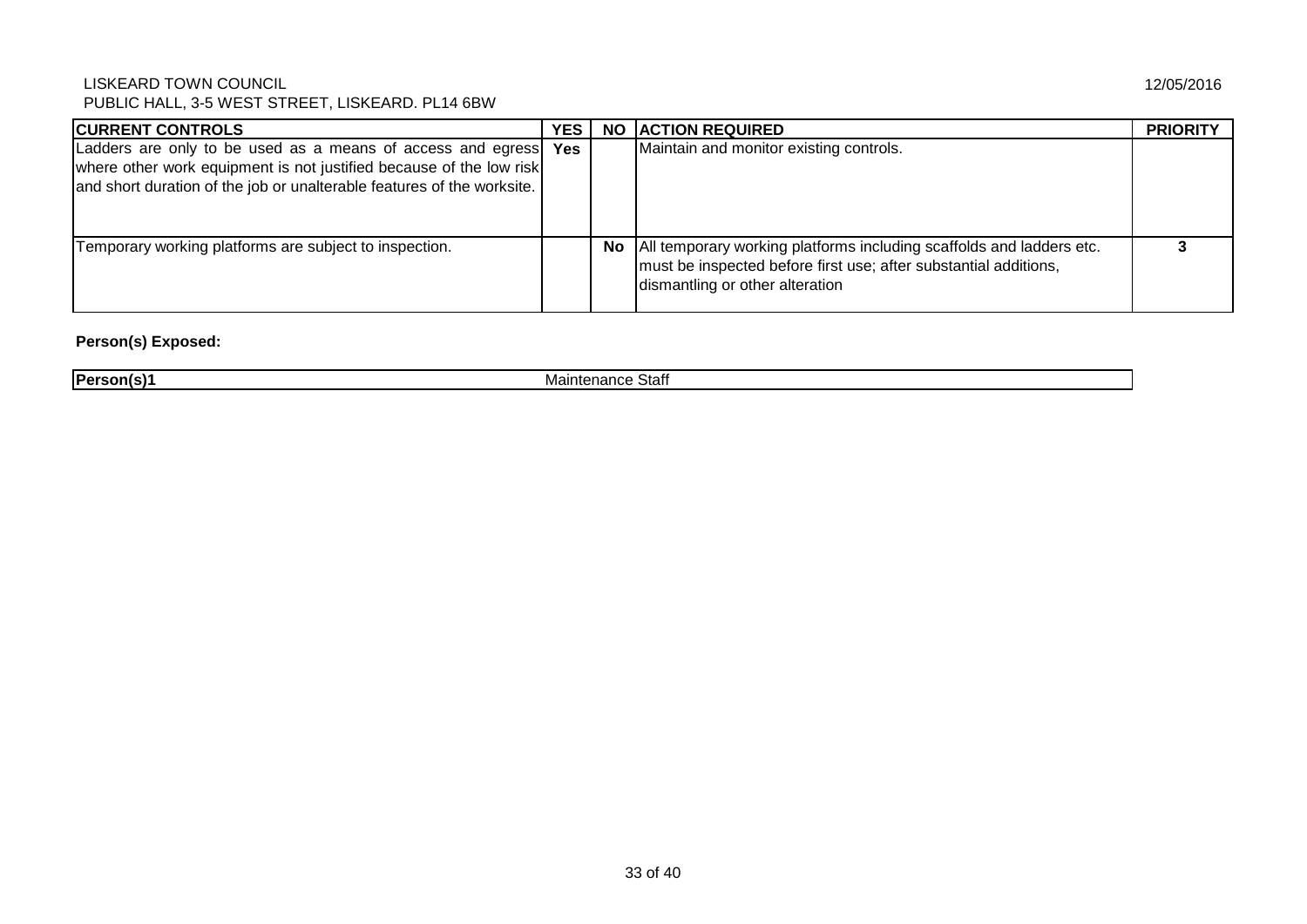LISKEARD TOWN COUNCIL
PUBLIC HALL, 3-5 WEST STREET, LISKEARD. PL14 6BW

12/05/2016

| CURRENT CONTROLS | YES | NO | ACTION REQUIRED | PRIORITY |
|---|---|---|---|---|
| Ladders are only to be used as a means of access and egress where other work equipment is not justified because of the low risk and short duration of the job or unalterable features of the worksite. | Yes | | Maintain and monitor existing controls. | |
| Temporary working platforms are subject to inspection. | | No | All temporary working platforms including scaffolds and ladders etc. must be inspected before first use; after substantial additions, dismantling or other alteration | 3 |

**Person(s) Exposed:**

| Person(s)1 | Maintenance Staff |
|---|---|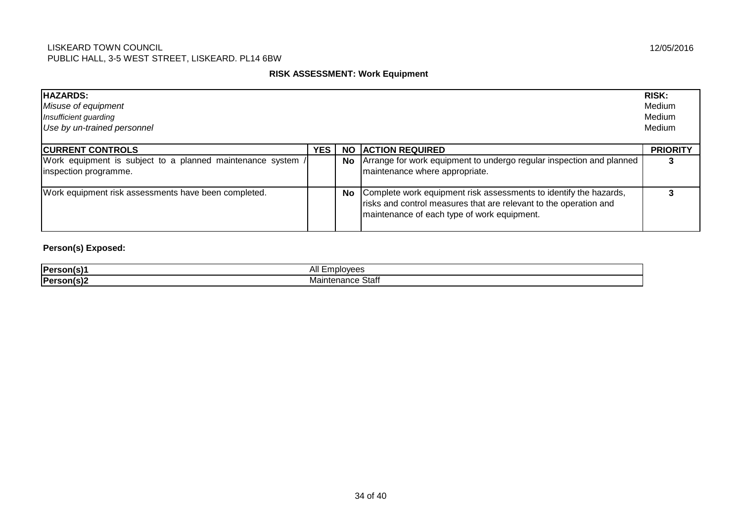LISKEARD TOWN COUNCIL
PUBLIC HALL, 3-5 WEST STREET, LISKEARD. PL14 6BW

12/05/2016

## RISK ASSESSMENT: Work Equipment

| **HAZARDS:** | **RISK:** |
|---|---|
| *Misuse of equipment* | Medium |
| *Insufficient guarding* | Medium |
| *Use by un-trained personnel* | Medium |

| **CURRENT CONTROLS** | **YES** | **NO** | **ACTION REQUIRED** | **PRIORITY** |
|---|---|---|---|---|
| Work equipment is subject to a planned maintenance system / inspection programme. | | **No** | Arrange for work equipment to undergo regular inspection and planned maintenance where appropriate. | **3** |
| Work equipment risk assessments have been completed. | | **No** | Complete work equipment risk assessments to identify the hazards, risks and control measures that are relevant to the operation and maintenance of each type of work equipment. | **3** |

**Person(s) Exposed:**

| | |
|---|---|
| **Person(s)1** | All Employees |
| **Person(s)2** | Maintenance Staff |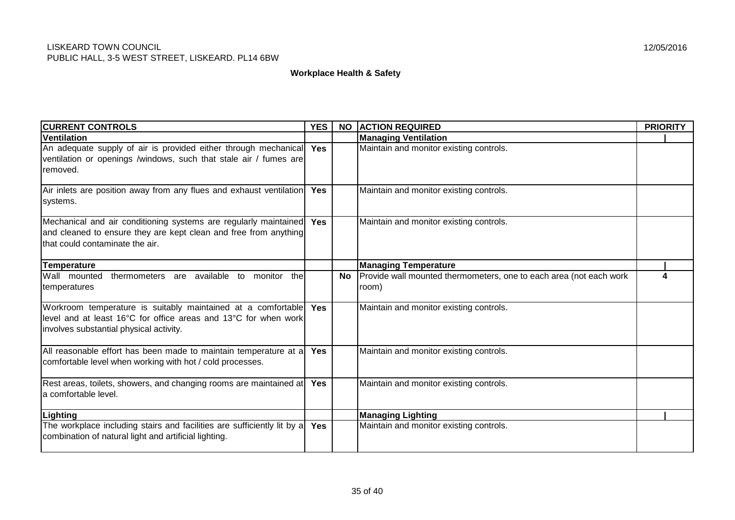LISKEARD TOWN COUNCIL
PUBLIC HALL, 3-5 WEST STREET, LISKEARD. PL14 6BW

12/05/2016

**Workplace Health & Safety**

| CURRENT CONTROLS | YES | NO | ACTION REQUIRED | PRIORITY |
|---|---|---|---|---|
| **Ventilation** | | | **Managing Ventilation** | |
| An adequate supply of air is provided either through mechanical ventilation or openings /windows, such that stale air / fumes are removed. | Yes | | Maintain and monitor existing controls. | |
| Air inlets are position away from any flues and exhaust ventilation systems. | Yes | | Maintain and monitor existing controls. | |
| Mechanical and air conditioning systems are regularly maintained and cleaned to ensure they are kept clean and free from anything that could contaminate the air. | Yes | | Maintain and monitor existing controls. | |
| **Temperature** | | | **Managing Temperature** | |
| Wall mounted thermometers are available to monitor the temperatures | | No | Provide wall mounted thermometers, one to each area (not each work room) | 4 |
| Workroom temperature is suitably maintained at a comfortable level and at least 16°C for office areas and 13°C for when work involves substantial physical activity. | Yes | | Maintain and monitor existing controls. | |
| All reasonable effort has been made to maintain temperature at a comfortable level when working with hot / cold processes. | Yes | | Maintain and monitor existing controls. | |
| Rest areas, toilets, showers, and changing rooms are maintained at a comfortable level. | Yes | | Maintain and monitor existing controls. | |
| **Lighting** | | | **Managing Lighting** | |
| The workplace including stairs and facilities are sufficiently lit by a combination of natural light and artificial lighting. | Yes | | Maintain and monitor existing controls. | |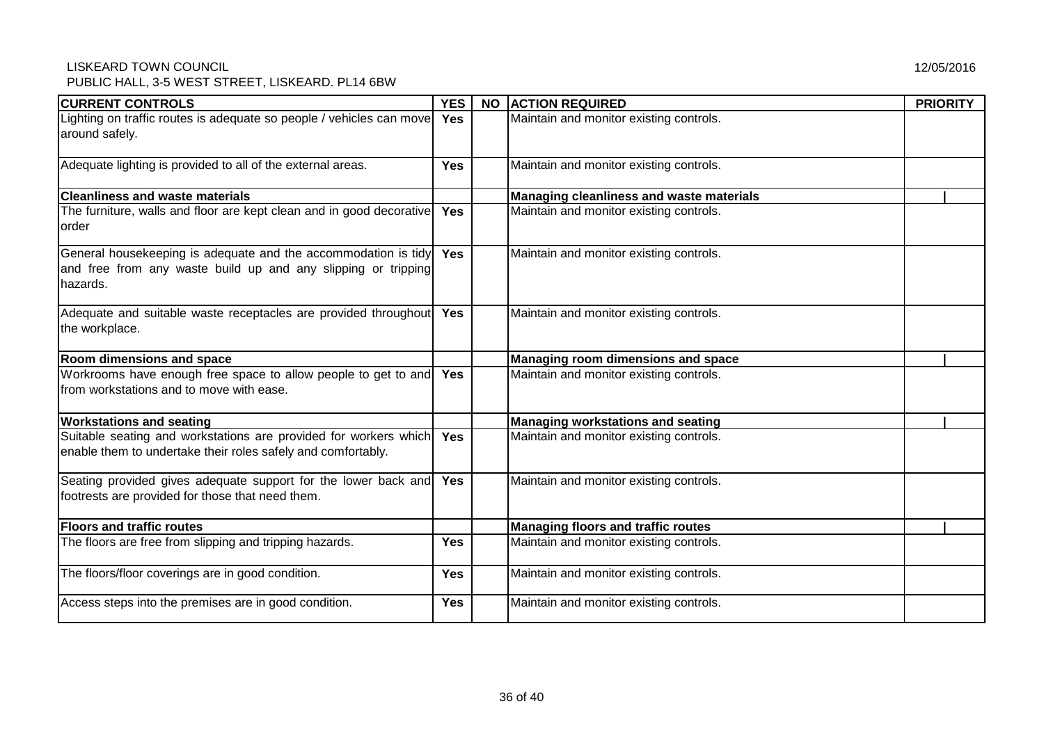| CURRENT CONTROLS | YES | NO | ACTION REQUIRED | PRIORITY |
|---|---|---|---|---|
| Lighting on traffic routes is adequate so people / vehicles can move around safely. | Yes | | Maintain and monitor existing controls. | |
| Adequate lighting is provided to all of the external areas. | Yes | | Maintain and monitor existing controls. | |
| **Cleanliness and waste materials** | | | **Managing cleanliness and waste materials** | |
| The furniture, walls and floor are kept clean and in good decorative order | Yes | | Maintain and monitor existing controls. | |
| General housekeeping is adequate and the accommodation is tidy and free from any waste build up and any slipping or tripping hazards. | Yes | | Maintain and monitor existing controls. | |
| Adequate and suitable waste receptacles are provided throughout the workplace. | Yes | | Maintain and monitor existing controls. | |
| **Room dimensions and space** | | | **Managing room dimensions and space** | |
| Workrooms have enough free space to allow people to get to and from workstations and to move with ease. | Yes | | Maintain and monitor existing controls. | |
| **Workstations and seating** | | | **Managing workstations and seating** | |
| Suitable seating and workstations are provided for workers which enable them to undertake their roles safely and comfortably. | Yes | | Maintain and monitor existing controls. | |
| Seating provided gives adequate support for the lower back and footrests are provided for those that need them. | Yes | | Maintain and monitor existing controls. | |
| **Floors and traffic routes** | | | **Managing floors and traffic routes** | |
| The floors are free from slipping and tripping hazards. | Yes | | Maintain and monitor existing controls. | |
| The floors/floor coverings are in good condition. | Yes | | Maintain and monitor existing controls. | |
| Access steps into the premises are in good condition. | Yes | | Maintain and monitor existing controls. | |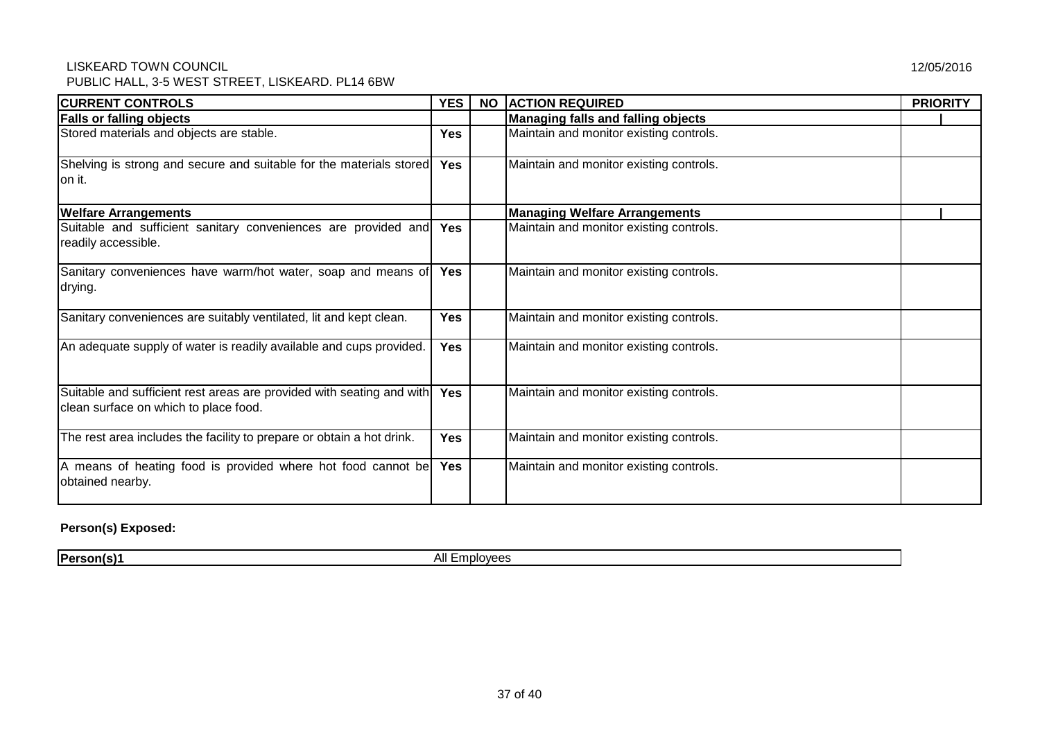LISKEARD TOWN COUNCIL
PUBLIC HALL, 3-5 WEST STREET, LISKEARD. PL14 6BW

12/05/2016

| CURRENT CONTROLS | YES | NO | ACTION REQUIRED | PRIORITY |
|---|---|---|---|---|
| **Falls or falling objects** | | | **Managing falls and falling objects** | |
| Stored materials and objects are stable. | Yes | | Maintain and monitor existing controls. | |
| Shelving is strong and secure and suitable for the materials stored on it. | Yes | | Maintain and monitor existing controls. | |
| **Welfare Arrangements** | | | **Managing Welfare Arrangements** | |
| Suitable and sufficient sanitary conveniences are provided and readily accessible. | Yes | | Maintain and monitor existing controls. | |
| Sanitary conveniences have warm/hot water, soap and means of drying. | Yes | | Maintain and monitor existing controls. | |
| Sanitary conveniences are suitably ventilated, lit and kept clean. | Yes | | Maintain and monitor existing controls. | |
| An adequate supply of water is readily available and cups provided. | Yes | | Maintain and monitor existing controls. | |
| Suitable and sufficient rest areas are provided with seating and with clean surface on which to place food. | Yes | | Maintain and monitor existing controls. | |
| The rest area includes the facility to prepare or obtain a hot drink. | Yes | | Maintain and monitor existing controls. | |
| A means of heating food is provided where hot food cannot be obtained nearby. | Yes | | Maintain and monitor existing controls. | |

**Person(s) Exposed:**

| **Person(s)1** | All Employees |
|---|---|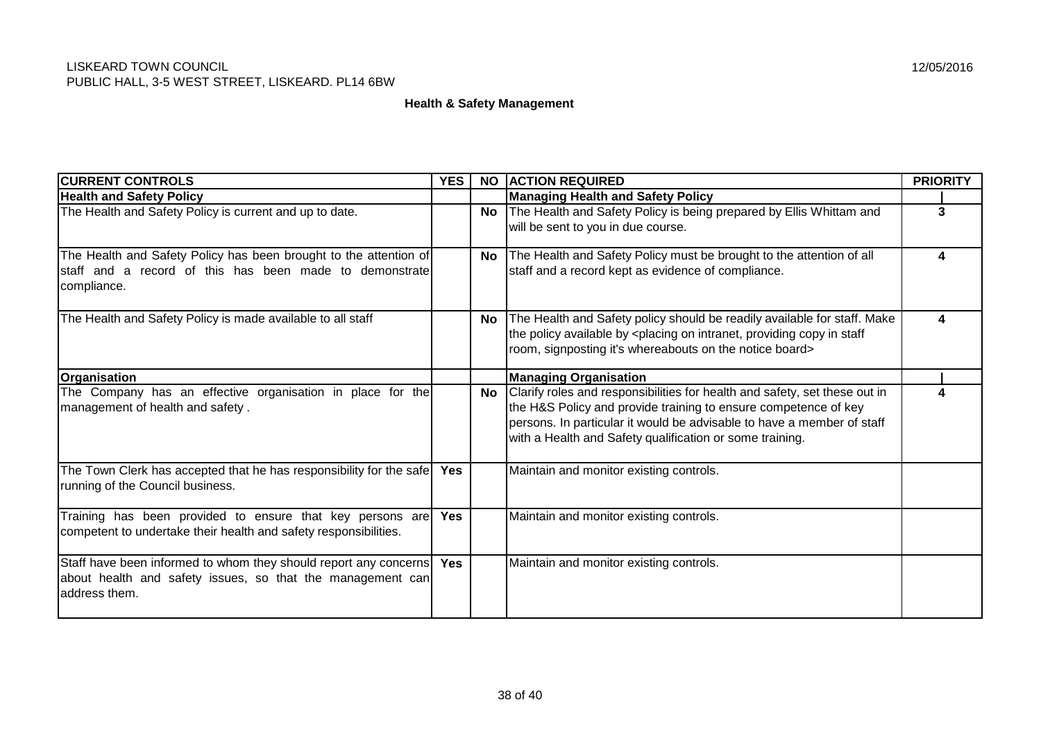LISKEARD TOWN COUNCIL
PUBLIC HALL, 3-5 WEST STREET, LISKEARD. PL14 6BW

12/05/2016

**Health & Safety Management**

| CURRENT CONTROLS | YES | NO | ACTION REQUIRED | PRIORITY |
|---|---|---|---|---|
| **Health and Safety Policy** | | | **Managing Health and Safety Policy** | |
| The Health and Safety Policy is current and up to date. | | **No** | The Health and Safety Policy is being prepared by Ellis Whittam and will be sent to you in due course. | **3** |
| The Health and Safety Policy has been brought to the attention of staff and a record of this has been made to demonstrate compliance. | | **No** | The Health and Safety Policy must be brought to the attention of all staff and a record kept as evidence of compliance. | **4** |
| The Health and Safety Policy is made available to all staff | | **No** | The Health and Safety policy should be readily available for staff. Make the policy available by <placing on intranet, providing copy in staff room, signposting it's whereabouts on the notice board> | **4** |
| **Organisation** | | | **Managing Organisation** | |
| The Company has an effective organisation in place for the management of health and safety . | | **No** | Clarify roles and responsibilities for health and safety, set these out in the H&S Policy and provide training to ensure competence of key persons. In particular it would be advisable to have a member of staff with a Health and Safety qualification or some training. | **4** |
| The Town Clerk has accepted that he has responsibility for the safe running of the Council business. | **Yes** | | Maintain and monitor existing controls. | |
| Training has been provided to ensure that key persons are competent to undertake their health and safety responsibilities. | **Yes** | | Maintain and monitor existing controls. | |
| Staff have been informed to whom they should report any concerns about health and safety issues, so that the management can address them. | **Yes** | | Maintain and monitor existing controls. | |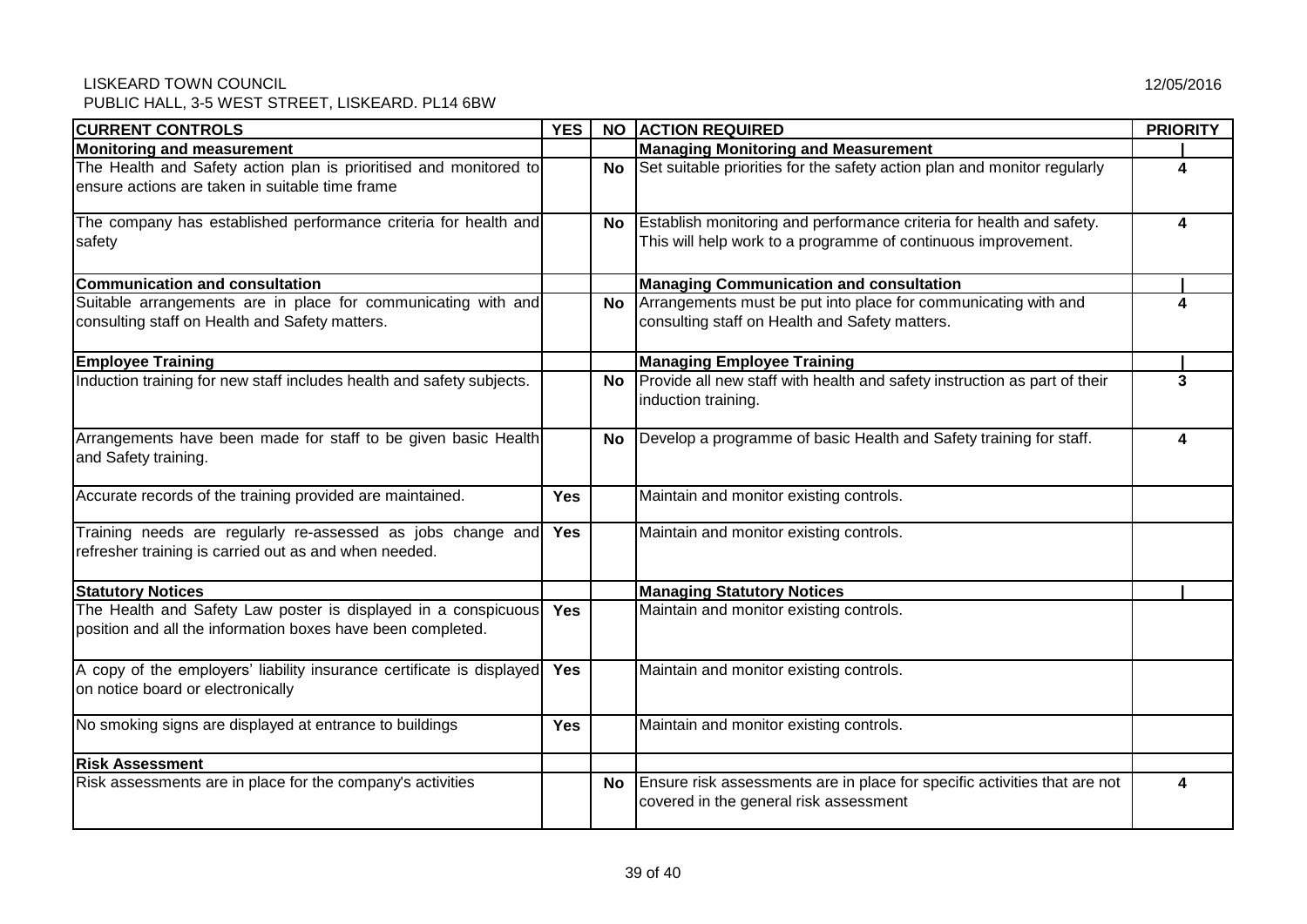LISKEARD TOWN COUNCIL
PUBLIC HALL, 3-5 WEST STREET, LISKEARD. PL14 6BW

12/05/2016

| CURRENT CONTROLS | YES | NO | ACTION REQUIRED | PRIORITY |
|---|---|---|---|---|
| **Monitoring and measurement** | | | **Managing Monitoring and Measurement** | |
| The Health and Safety action plan is prioritised and monitored to ensure actions are taken in suitable time frame | | **No** | Set suitable priorities for the safety action plan and monitor regularly | **4** |
| The company has established performance criteria for health and safety | | **No** | Establish monitoring and performance criteria for health and safety. This will help work to a programme of continuous improvement. | **4** |
| **Communication and consultation** | | | **Managing Communication and consultation** | |
| Suitable arrangements are in place for communicating with and consulting staff on Health and Safety matters. | | **No** | Arrangements must be put into place for communicating with and consulting staff on Health and Safety matters. | **4** |
| **Employee Training** | | | **Managing Employee Training** | |
| Induction training for new staff includes health and safety subjects. | | **No** | Provide all new staff with health and safety instruction as part of their induction training. | **3** |
| Arrangements have been made for staff to be given basic Health and Safety training. | | **No** | Develop a programme of basic Health and Safety training for staff. | **4** |
| Accurate records of the training provided are maintained. | **Yes** | | Maintain and monitor existing controls. | |
| Training needs are regularly re-assessed as jobs change and refresher training is carried out as and when needed. | **Yes** | | Maintain and monitor existing controls. | |
| **Statutory Notices** | | | **Managing Statutory Notices** | |
| The Health and Safety Law poster is displayed in a conspicuous position and all the information boxes have been completed. | **Yes** | | Maintain and monitor existing controls. | |
| A copy of the employers' liability insurance certificate is displayed on notice board or electronically | **Yes** | | Maintain and monitor existing controls. | |
| No smoking signs are displayed at entrance to buildings | **Yes** | | Maintain and monitor existing controls. | |
| **Risk Assessment** | | | | |
| Risk assessments are in place for the company's activities | | **No** | Ensure risk assessments are in place for specific activities that are not covered in the general risk assessment | **4** |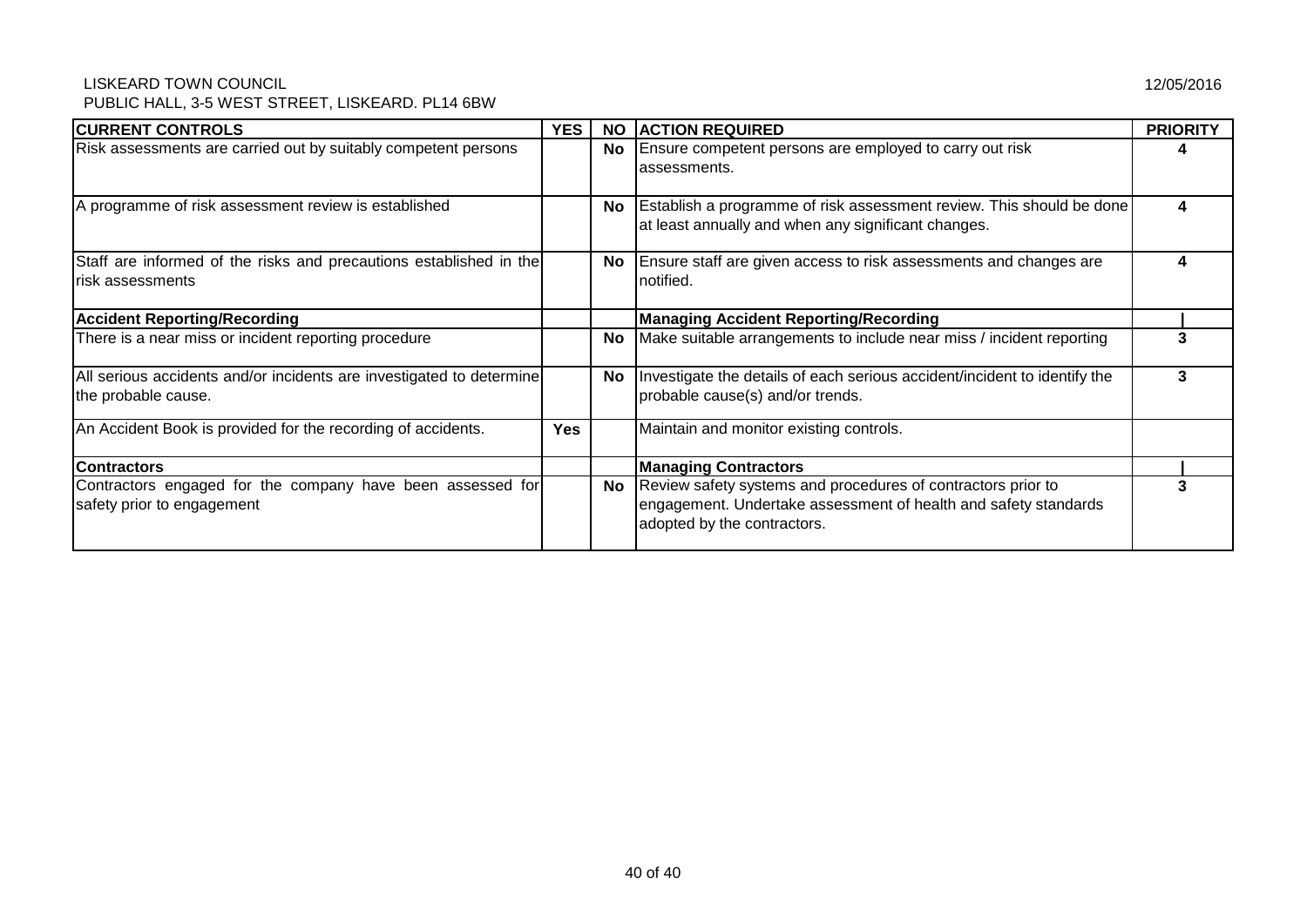LISKEARD TOWN COUNCIL
PUBLIC HALL, 3-5 WEST STREET, LISKEARD. PL14 6BW

12/05/2016

| CURRENT CONTROLS | YES | NO | ACTION REQUIRED | PRIORITY |
|---|---|---|---|---|
| Risk assessments are carried out by suitably competent persons | | No | Ensure competent persons are employed to carry out risk assessments. | 4 |
| A programme of risk assessment review is established | | No | Establish a programme of risk assessment review. This should be done at least annually and when any significant changes. | 4 |
| Staff are informed of the risks and precautions established in the risk assessments | | No | Ensure staff are given access to risk assessments and changes are notified. | 4 |
| **Accident Reporting/Recording** | | | **Managing Accident Reporting/Recording** | |
| There is a near miss or incident reporting procedure | | No | Make suitable arrangements to include near miss / incident reporting | 3 |
| All serious accidents and/or incidents are investigated to determine the probable cause. | | No | Investigate the details of each serious accident/incident to identify the probable cause(s) and/or trends. | 3 |
| An Accident Book is provided for the recording of accidents. | Yes | | Maintain and monitor existing controls. | |
| **Contractors** | | | **Managing Contractors** | |
| Contractors engaged for the company have been assessed for safety prior to engagement | | No | Review safety systems and procedures of contractors prior to engagement. Undertake assessment of health and safety standards adopted by the contractors. | 3 |